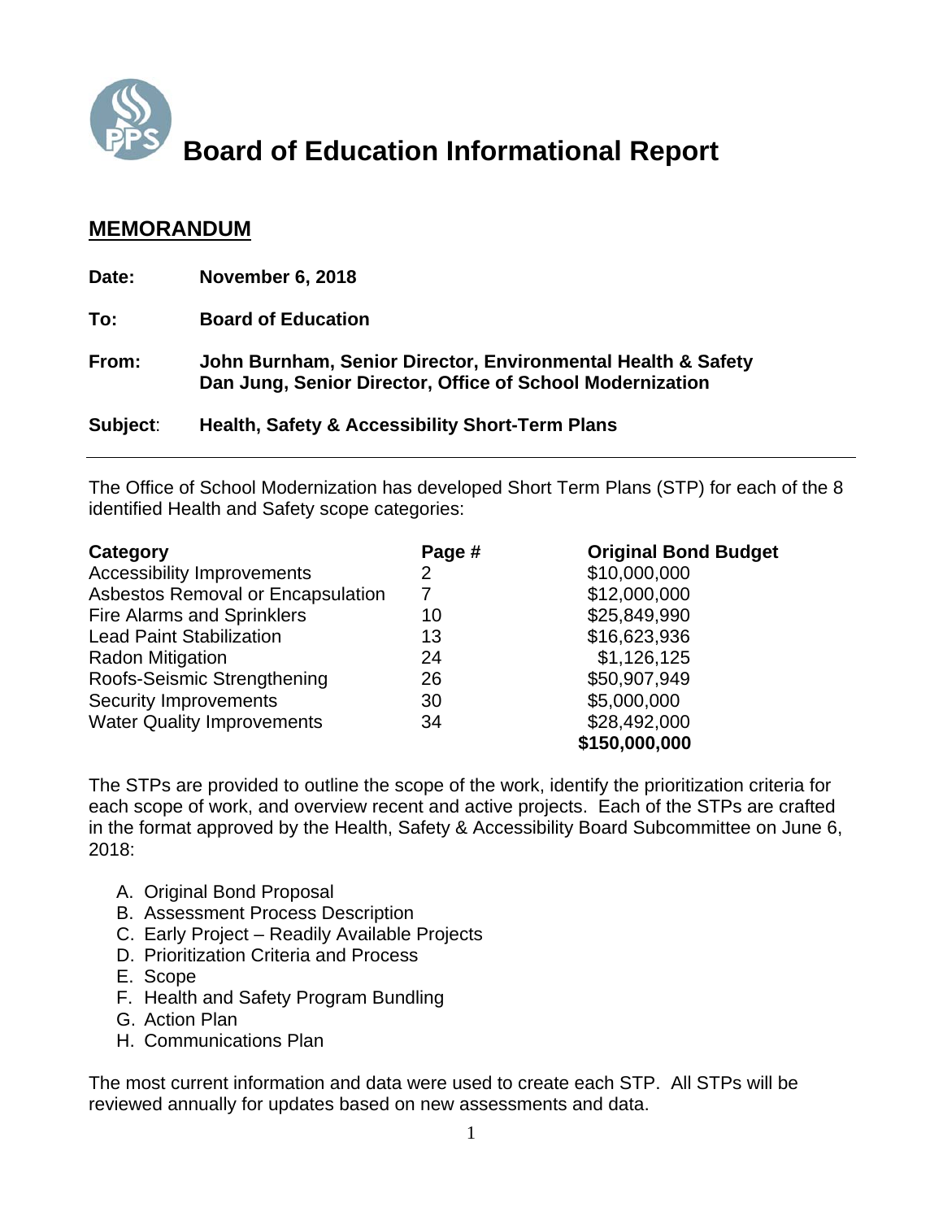# Board of Education Informational Report

## MEMORANDUM

**Date:** **November 6, 2018**

**To:** **Board of Education**

**From:** **John Burnham, Senior Director, Environmental Health & Safety**
**Dan Jung, Senior Director, Office of School Modernization**

**Subject:** **Health, Safety & Accessibility Short-Term Plans**

---

The Office of School Modernization has developed Short Term Plans (STP) for each of the 8 identified Health and Safety scope categories:

| Category | Page # | Original Bond Budget |
|---|---|---|
| Accessibility Improvements | 2 | $10,000,000 |
| Asbestos Removal or Encapsulation | 7 | $12,000,000 |
| Fire Alarms and Sprinklers | 10 | $25,849,990 |
| Lead Paint Stabilization | 13 | $16,623,936 |
| Radon Mitigation | 24 | $1,126,125 |
| Roofs-Seismic Strengthening | 26 | $50,907,949 |
| Security Improvements | 30 | $5,000,000 |
| Water Quality Improvements | 34 | $28,492,000 |
| | | **$150,000,000** |

The STPs are provided to outline the scope of the work, identify the prioritization criteria for each scope of work, and overview recent and active projects. Each of the STPs are crafted in the format approved by the Health, Safety & Accessibility Board Subcommittee on June 6, 2018:

A. Original Bond Proposal
B. Assessment Process Description
C. Early Project – Readily Available Projects
D. Prioritization Criteria and Process
E. Scope
F. Health and Safety Program Bundling
G. Action Plan
H. Communications Plan

The most current information and data were used to create each STP. All STPs will be reviewed annually for updates based on new assessments and data.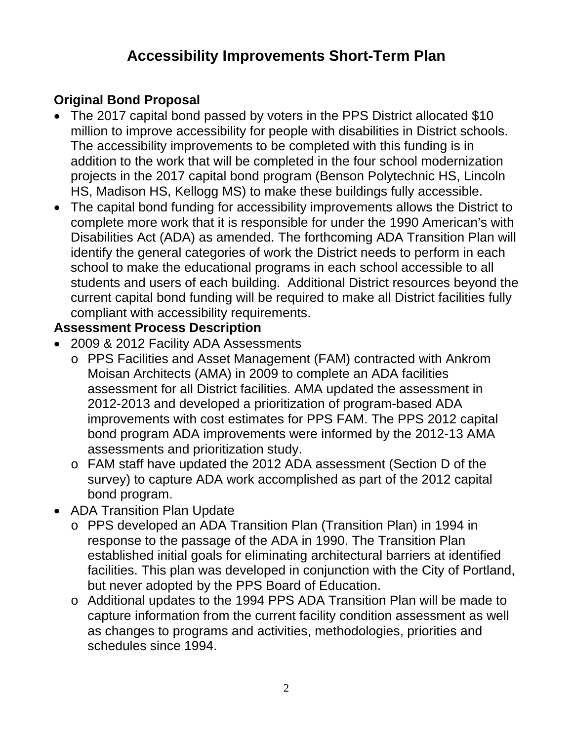# Accessibility Improvements Short-Term Plan

## Original Bond Proposal

- The 2017 capital bond passed by voters in the PPS District allocated $10 million to improve accessibility for people with disabilities in District schools. The accessibility improvements to be completed with this funding is in addition to the work that will be completed in the four school modernization projects in the 2017 capital bond program (Benson Polytechnic HS, Lincoln HS, Madison HS, Kellogg MS) to make these buildings fully accessible.
- The capital bond funding for accessibility improvements allows the District to complete more work that it is responsible for under the 1990 American's with Disabilities Act (ADA) as amended. The forthcoming ADA Transition Plan will identify the general categories of work the District needs to perform in each school to make the educational programs in each school accessible to all students and users of each building. Additional District resources beyond the current capital bond funding will be required to make all District facilities fully compliant with accessibility requirements.

## Assessment Process Description

- 2009 & 2012 Facility ADA Assessments
  - PPS Facilities and Asset Management (FAM) contracted with Ankrom Moisan Architects (AMA) in 2009 to complete an ADA facilities assessment for all District facilities. AMA updated the assessment in 2012-2013 and developed a prioritization of program-based ADA improvements with cost estimates for PPS FAM. The PPS 2012 capital bond program ADA improvements were informed by the 2012-13 AMA assessments and prioritization study.
  - FAM staff have updated the 2012 ADA assessment (Section D of the survey) to capture ADA work accomplished as part of the 2012 capital bond program.
- ADA Transition Plan Update
  - PPS developed an ADA Transition Plan (Transition Plan) in 1994 in response to the passage of the ADA in 1990. The Transition Plan established initial goals for eliminating architectural barriers at identified facilities. This plan was developed in conjunction with the City of Portland, but never adopted by the PPS Board of Education.
  - Additional updates to the 1994 PPS ADA Transition Plan will be made to capture information from the current facility condition assessment as well as changes to programs and activities, methodologies, priorities and schedules since 1994.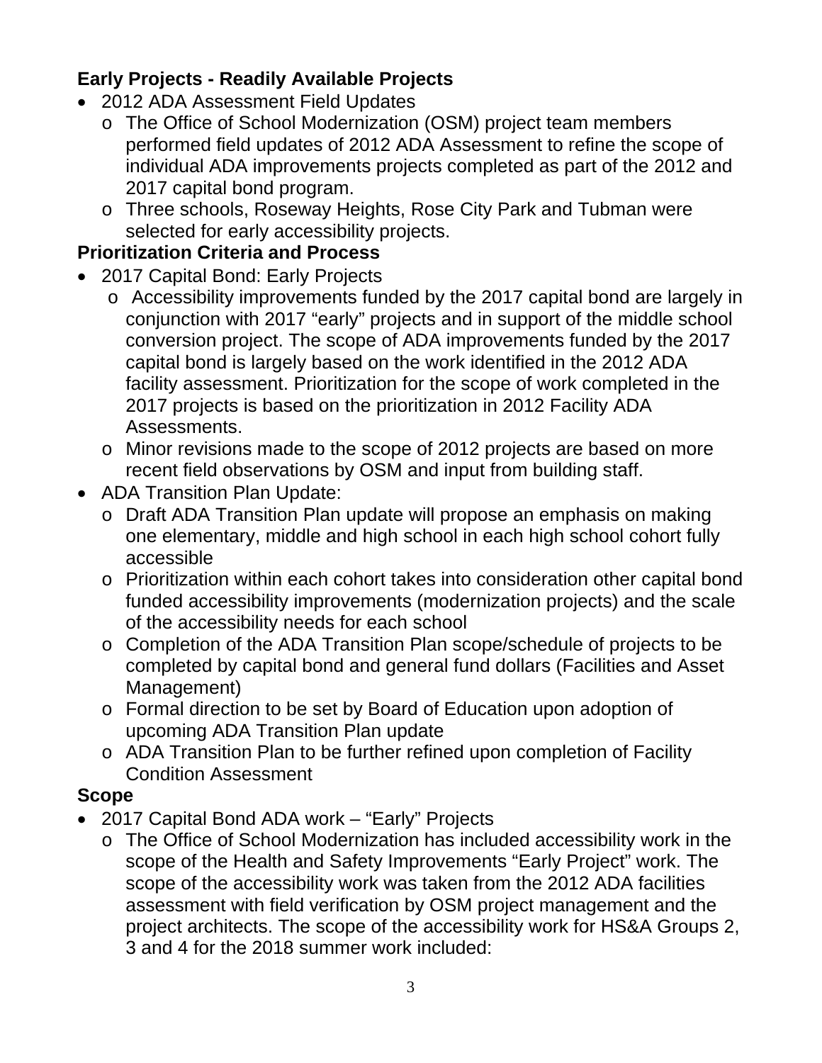**Early Projects - Readily Available Projects**

- 2012 ADA Assessment Field Updates
  - The Office of School Modernization (OSM) project team members performed field updates of 2012 ADA Assessment to refine the scope of individual ADA improvements projects completed as part of the 2012 and 2017 capital bond program.
  - Three schools, Roseway Heights, Rose City Park and Tubman were selected for early accessibility projects.

**Prioritization Criteria and Process**

- 2017 Capital Bond: Early Projects
  - Accessibility improvements funded by the 2017 capital bond are largely in conjunction with 2017 "early" projects and in support of the middle school conversion project. The scope of ADA improvements funded by the 2017 capital bond is largely based on the work identified in the 2012 ADA facility assessment. Prioritization for the scope of work completed in the 2017 projects is based on the prioritization in 2012 Facility ADA Assessments.
  - Minor revisions made to the scope of 2012 projects are based on more recent field observations by OSM and input from building staff.
- ADA Transition Plan Update:
  - Draft ADA Transition Plan update will propose an emphasis on making one elementary, middle and high school in each high school cohort fully accessible
  - Prioritization within each cohort takes into consideration other capital bond funded accessibility improvements (modernization projects) and the scale of the accessibility needs for each school
  - Completion of the ADA Transition Plan scope/schedule of projects to be completed by capital bond and general fund dollars (Facilities and Asset Management)
  - Formal direction to be set by Board of Education upon adoption of upcoming ADA Transition Plan update
  - ADA Transition Plan to be further refined upon completion of Facility Condition Assessment

**Scope**

- 2017 Capital Bond ADA work – "Early" Projects
  - The Office of School Modernization has included accessibility work in the scope of the Health and Safety Improvements "Early Project" work. The scope of the accessibility work was taken from the 2012 ADA facilities assessment with field verification by OSM project management and the project architects. The scope of the accessibility work for HS&A Groups 2, 3 and 4 for the 2018 summer work included: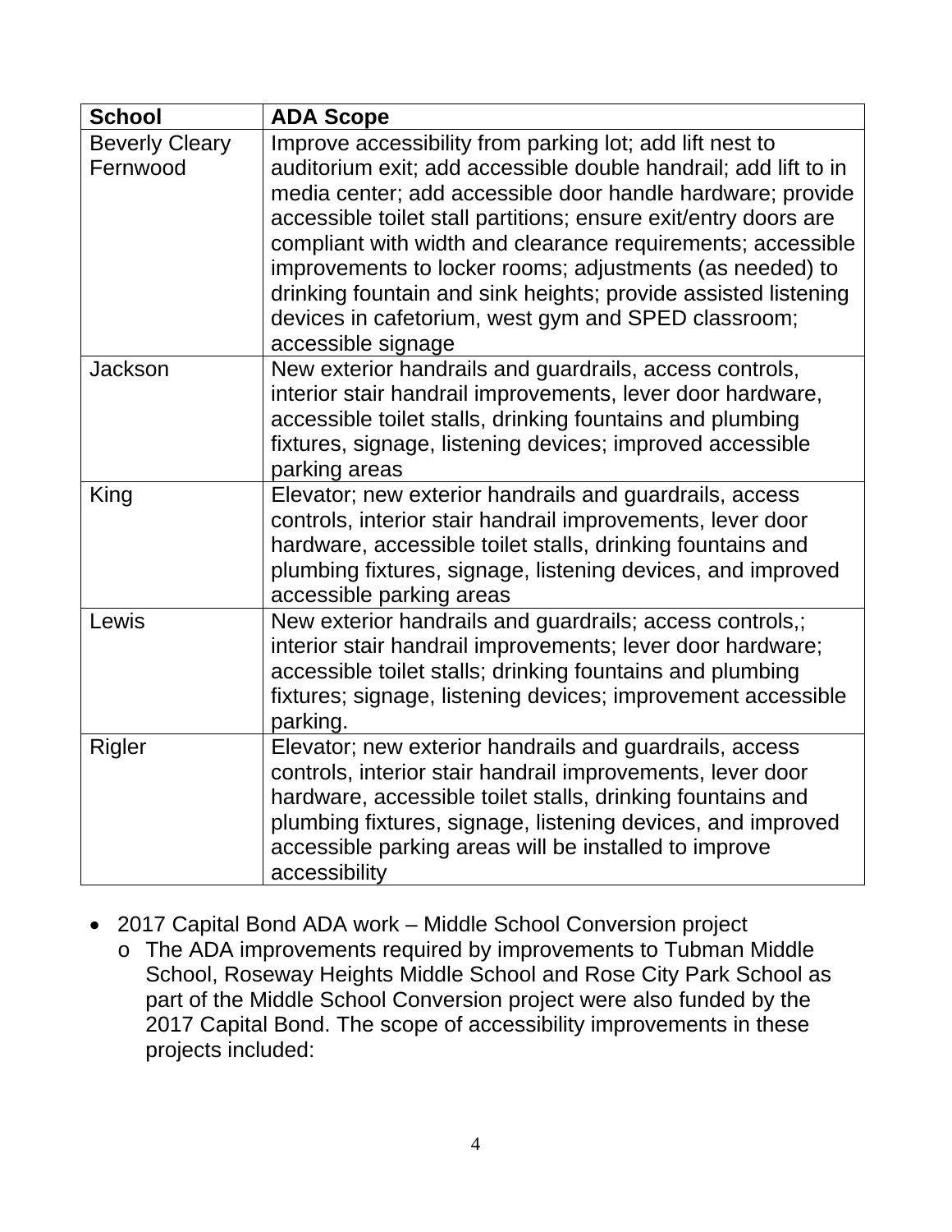| School | ADA Scope |
|---|---|
| Beverly Cleary Fernwood | Improve accessibility from parking lot; add lift nest to auditorium exit; add accessible double handrail; add lift to in media center; add accessible door handle hardware; provide accessible toilet stall partitions; ensure exit/entry doors are compliant with width and clearance requirements; accessible improvements to locker rooms; adjustments (as needed) to drinking fountain and sink heights; provide assisted listening devices in cafetorium, west gym and SPED classroom; accessible signage |
| Jackson | New exterior handrails and guardrails, access controls, interior stair handrail improvements, lever door hardware, accessible toilet stalls, drinking fountains and plumbing fixtures, signage, listening devices; improved accessible parking areas |
| King | Elevator; new exterior handrails and guardrails, access controls, interior stair handrail improvements, lever door hardware, accessible toilet stalls, drinking fountains and plumbing fixtures, signage, listening devices, and improved accessible parking areas |
| Lewis | New exterior handrails and guardrails; access controls,; interior stair handrail improvements; lever door hardware; accessible toilet stalls; drinking fountains and plumbing fixtures; signage, listening devices; improvement accessible parking. |
| Rigler | Elevator; new exterior handrails and guardrails, access controls, interior stair handrail improvements, lever door hardware, accessible toilet stalls, drinking fountains and plumbing fixtures, signage, listening devices, and improved accessible parking areas will be installed to improve accessibility |

- 2017 Capital Bond ADA work – Middle School Conversion project
  - The ADA improvements required by improvements to Tubman Middle School, Roseway Heights Middle School and Rose City Park School as part of the Middle School Conversion project were also funded by the 2017 Capital Bond. The scope of accessibility improvements in these projects included: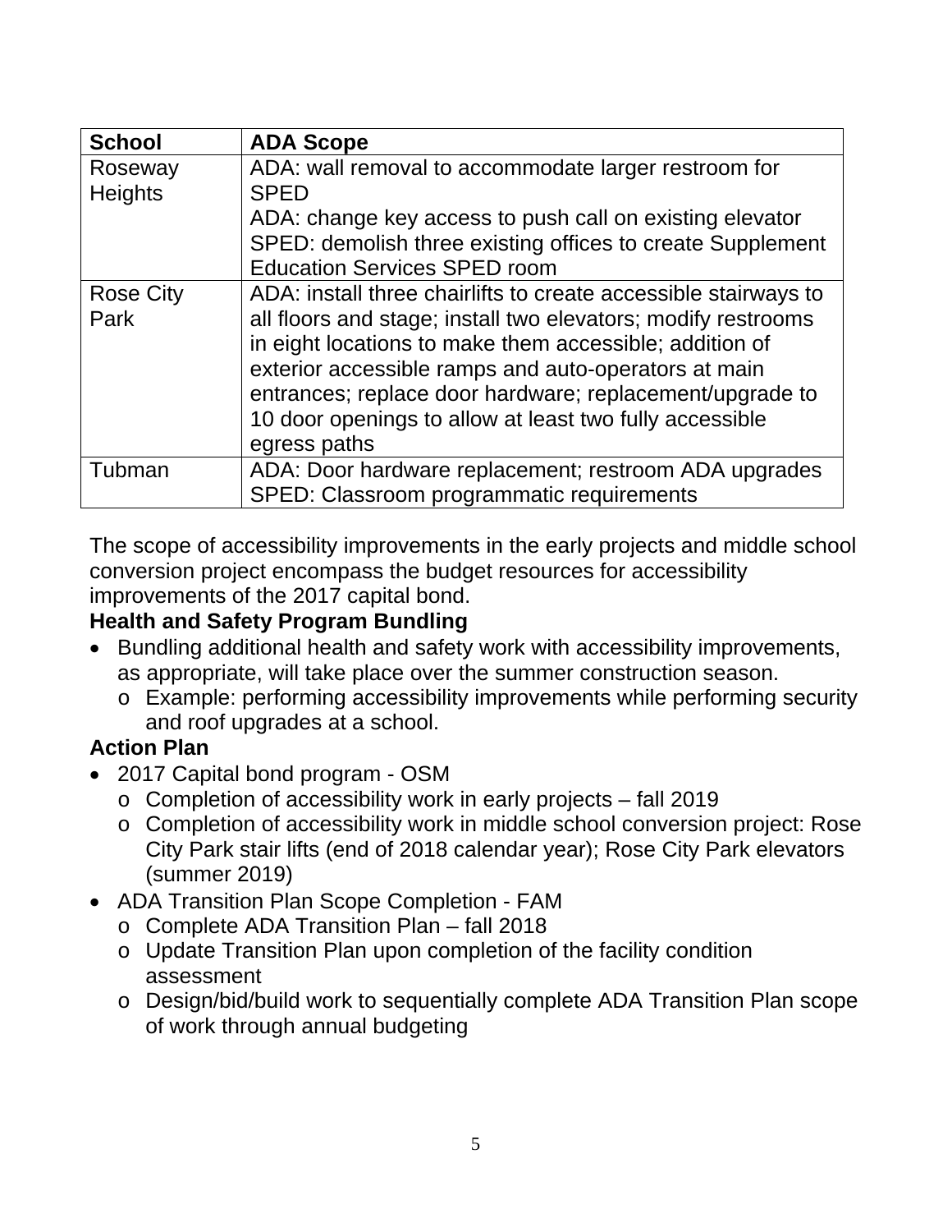| School | ADA Scope |
| --- | --- |
| Roseway Heights | ADA: wall removal to accommodate larger restroom for SPED<br>ADA: change key access to push call on existing elevator<br>SPED: demolish three existing offices to create Supplement Education Services SPED room |
| Rose City Park | ADA: install three chairlifts to create accessible stairways to all floors and stage; install two elevators; modify restrooms in eight locations to make them accessible; addition of exterior accessible ramps and auto-operators at main entrances; replace door hardware; replacement/upgrade to 10 door openings to allow at least two fully accessible egress paths |
| Tubman | ADA: Door hardware replacement; restroom ADA upgrades<br>SPED: Classroom programmatic requirements |

The scope of accessibility improvements in the early projects and middle school conversion project encompass the budget resources for accessibility improvements of the 2017 capital bond.

**Health and Safety Program Bundling**

- Bundling additional health and safety work with accessibility improvements, as appropriate, will take place over the summer construction season.
  - Example: performing accessibility improvements while performing security and roof upgrades at a school.

**Action Plan**

- 2017 Capital bond program - OSM
  - Completion of accessibility work in early projects – fall 2019
  - Completion of accessibility work in middle school conversion project: Rose City Park stair lifts (end of 2018 calendar year); Rose City Park elevators (summer 2019)
- ADA Transition Plan Scope Completion - FAM
  - Complete ADA Transition Plan – fall 2018
  - Update Transition Plan upon completion of the facility condition assessment
  - Design/bid/build work to sequentially complete ADA Transition Plan scope of work through annual budgeting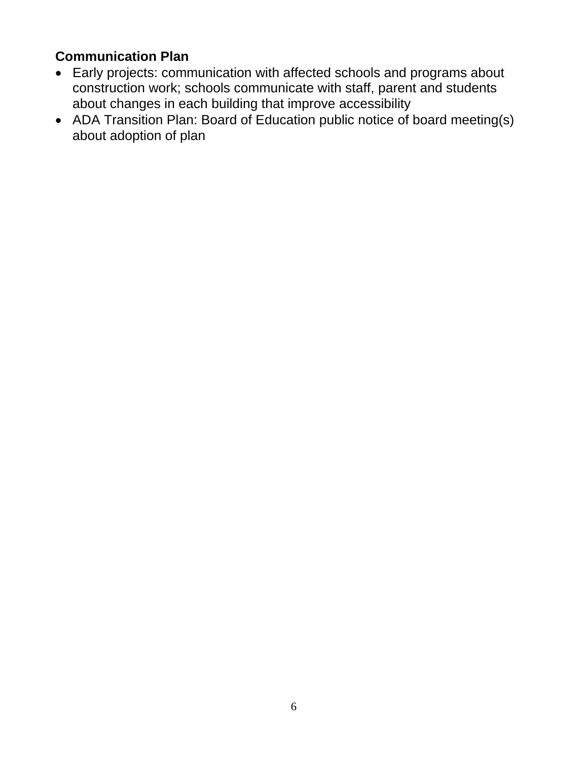**Communication Plan**

- Early projects: communication with affected schools and programs about construction work; schools communicate with staff, parent and students about changes in each building that improve accessibility
- ADA Transition Plan: Board of Education public notice of board meeting(s) about adoption of plan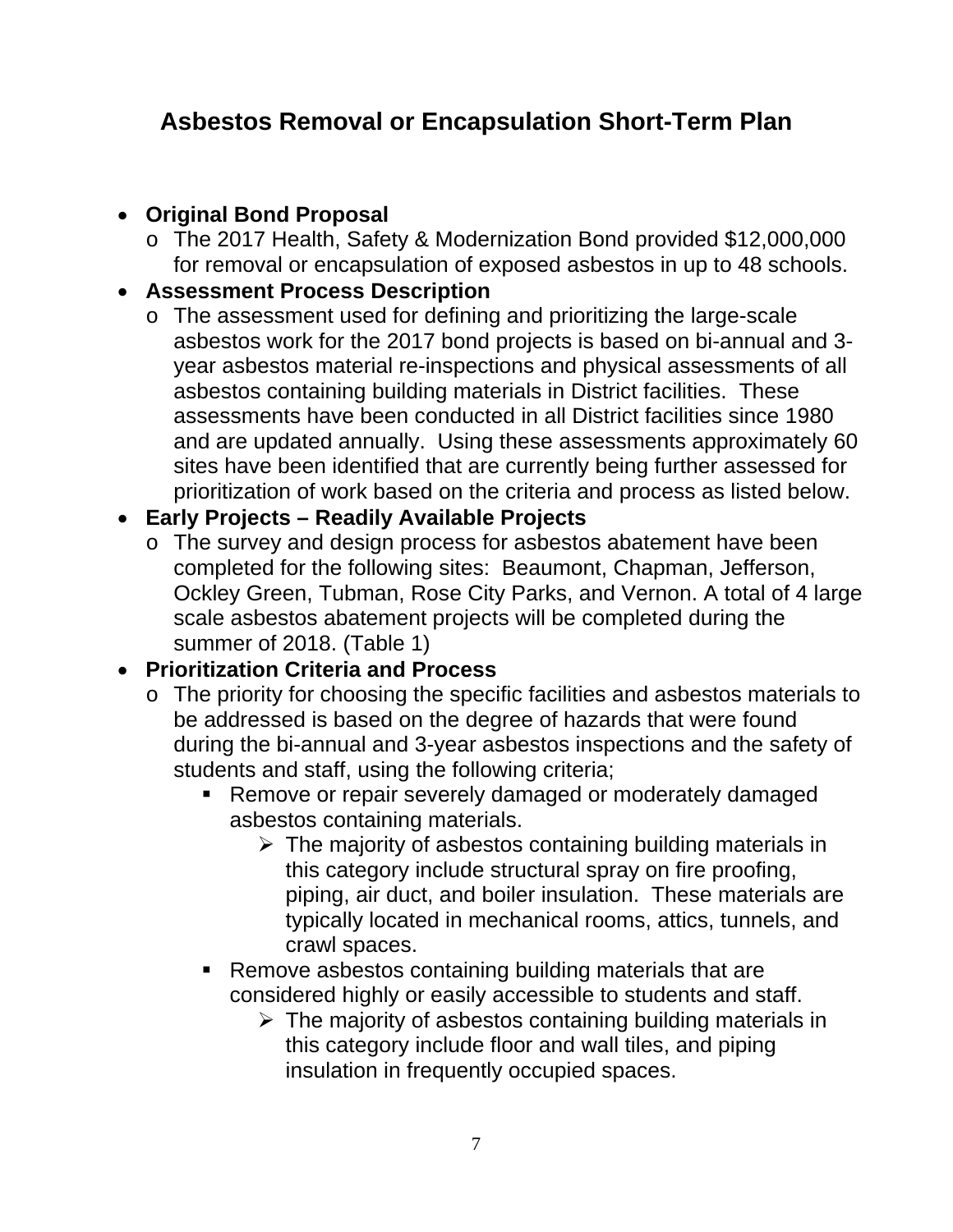# Asbestos Removal or Encapsulation Short-Term Plan

- **Original Bond Proposal**
  - The 2017 Health, Safety & Modernization Bond provided $12,000,000 for removal or encapsulation of exposed asbestos in up to 48 schools.
- **Assessment Process Description**
  - The assessment used for defining and prioritizing the large-scale asbestos work for the 2017 bond projects is based on bi-annual and 3-year asbestos material re-inspections and physical assessments of all asbestos containing building materials in District facilities. These assessments have been conducted in all District facilities since 1980 and are updated annually. Using these assessments approximately 60 sites have been identified that are currently being further assessed for prioritization of work based on the criteria and process as listed below.
- **Early Projects – Readily Available Projects**
  - The survey and design process for asbestos abatement have been completed for the following sites: Beaumont, Chapman, Jefferson, Ockley Green, Tubman, Rose City Parks, and Vernon. A total of 4 large scale asbestos abatement projects will be completed during the summer of 2018. (Table 1)
- **Prioritization Criteria and Process**
  - The priority for choosing the specific facilities and asbestos materials to be addressed is based on the degree of hazards that were found during the bi-annual and 3-year asbestos inspections and the safety of students and staff, using the following criteria;
    - Remove or repair severely damaged or moderately damaged asbestos containing materials.
      - The majority of asbestos containing building materials in this category include structural spray on fire proofing, piping, air duct, and boiler insulation. These materials are typically located in mechanical rooms, attics, tunnels, and crawl spaces.
    - Remove asbestos containing building materials that are considered highly or easily accessible to students and staff.
      - The majority of asbestos containing building materials in this category include floor and wall tiles, and piping insulation in frequently occupied spaces.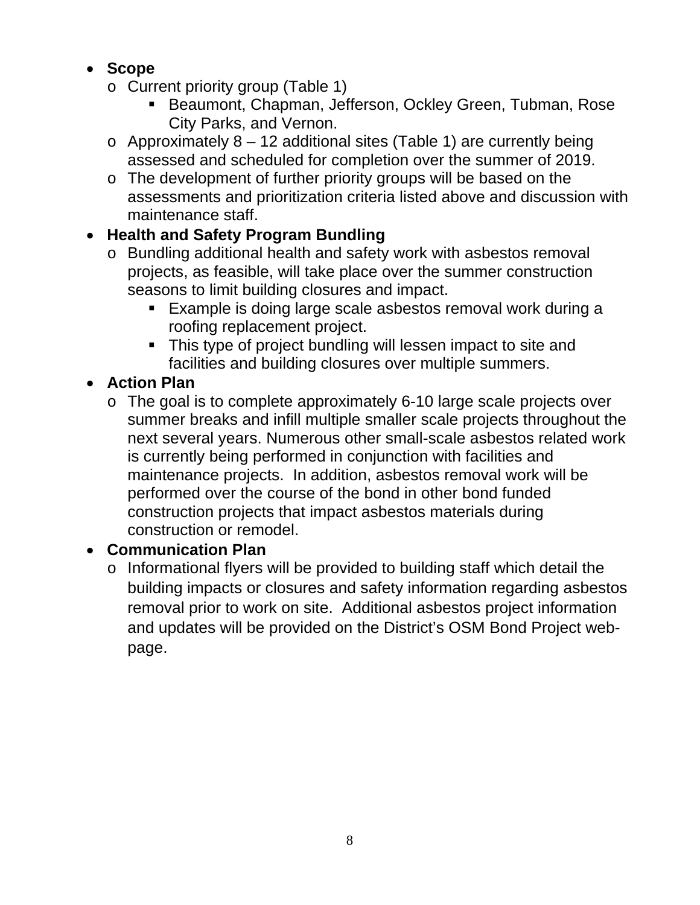- **Scope**
  - Current priority group (Table 1)
    - Beaumont, Chapman, Jefferson, Ockley Green, Tubman, Rose City Parks, and Vernon.
  - Approximately 8 – 12 additional sites (Table 1) are currently being assessed and scheduled for completion over the summer of 2019.
  - The development of further priority groups will be based on the assessments and prioritization criteria listed above and discussion with maintenance staff.
- **Health and Safety Program Bundling**
  - Bundling additional health and safety work with asbestos removal projects, as feasible, will take place over the summer construction seasons to limit building closures and impact.
    - Example is doing large scale asbestos removal work during a roofing replacement project.
    - This type of project bundling will lessen impact to site and facilities and building closures over multiple summers.
- **Action Plan**
  - The goal is to complete approximately 6-10 large scale projects over summer breaks and infill multiple smaller scale projects throughout the next several years. Numerous other small-scale asbestos related work is currently being performed in conjunction with facilities and maintenance projects. In addition, asbestos removal work will be performed over the course of the bond in other bond funded construction projects that impact asbestos materials during construction or remodel.
- **Communication Plan**
  - Informational flyers will be provided to building staff which detail the building impacts or closures and safety information regarding asbestos removal prior to work on site. Additional asbestos project information and updates will be provided on the District's OSM Bond Project web-page.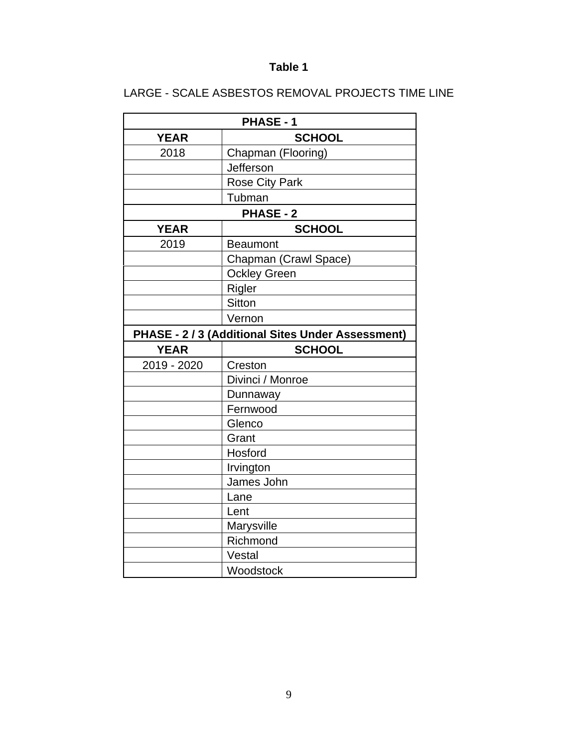**Table 1**

LARGE - SCALE ASBESTOS REMOVAL PROJECTS TIME LINE

| **PHASE - 1** | |
|---|---|
| **YEAR** | **SCHOOL** |
| 2018 | Chapman (Flooring) |
| | Jefferson |
| | Rose City Park |
| | Tubman |
| **PHASE - 2** | |
| **YEAR** | **SCHOOL** |
| 2019 | Beaumont |
| | Chapman (Crawl Space) |
| | Ockley Green |
| | Rigler |
| | Sitton |
| | Vernon |
| **PHASE - 2 / 3 (Additional Sites Under Assessment)** | |
| **YEAR** | **SCHOOL** |
| 2019 - 2020 | Creston |
| | Divinci / Monroe |
| | Dunnaway |
| | Fernwood |
| | Glenco |
| | Grant |
| | Hosford |
| | Irvington |
| | James John |
| | Lane |
| | Lent |
| | Marysville |
| | Richmond |
| | Vestal |
| | Woodstock |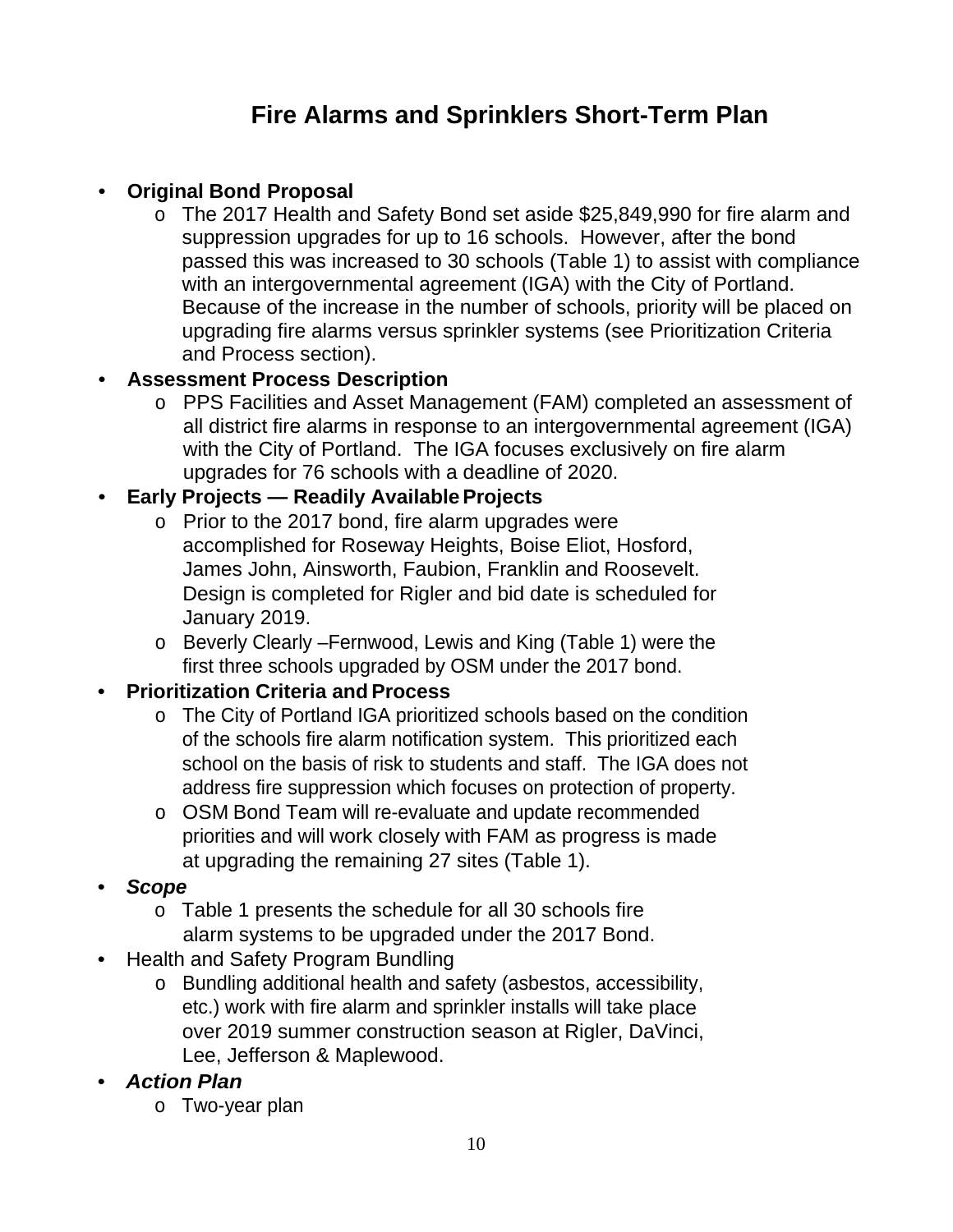# Fire Alarms and Sprinklers Short-Term Plan

- **Original Bond Proposal**
  - The 2017 Health and Safety Bond set aside $25,849,990 for fire alarm and suppression upgrades for up to 16 schools. However, after the bond passed this was increased to 30 schools (Table 1) to assist with compliance with an intergovernmental agreement (IGA) with the City of Portland. Because of the increase in the number of schools, priority will be placed on upgrading fire alarms versus sprinkler systems (see Prioritization Criteria and Process section).
- **Assessment Process Description**
  - PPS Facilities and Asset Management (FAM) completed an assessment of all district fire alarms in response to an intergovernmental agreement (IGA) with the City of Portland. The IGA focuses exclusively on fire alarm upgrades for 76 schools with a deadline of 2020.
- **Early Projects — Readily Available Projects**
  - Prior to the 2017 bond, fire alarm upgrades were accomplished for Roseway Heights, Boise Eliot, Hosford, James John, Ainsworth, Faubion, Franklin and Roosevelt. Design is completed for Rigler and bid date is scheduled for January 2019.
  - Beverly Clearly –Fernwood, Lewis and King (Table 1) were the first three schools upgraded by OSM under the 2017 bond.
- **Prioritization Criteria and Process**
  - The City of Portland IGA prioritized schools based on the condition of the schools fire alarm notification system. This prioritized each school on the basis of risk to students and staff. The IGA does not address fire suppression which focuses on protection of property.
  - OSM Bond Team will re-evaluate and update recommended priorities and will work closely with FAM as progress is made at upgrading the remaining 27 sites (Table 1).
- ***Scope***
  - Table 1 presents the schedule for all 30 schools fire alarm systems to be upgraded under the 2017 Bond.
- Health and Safety Program Bundling
  - Bundling additional health and safety (asbestos, accessibility, etc.) work with fire alarm and sprinkler installs will take place over 2019 summer construction season at Rigler, DaVinci, Lee, Jefferson & Maplewood.
- ***Action Plan***
  - Two-year plan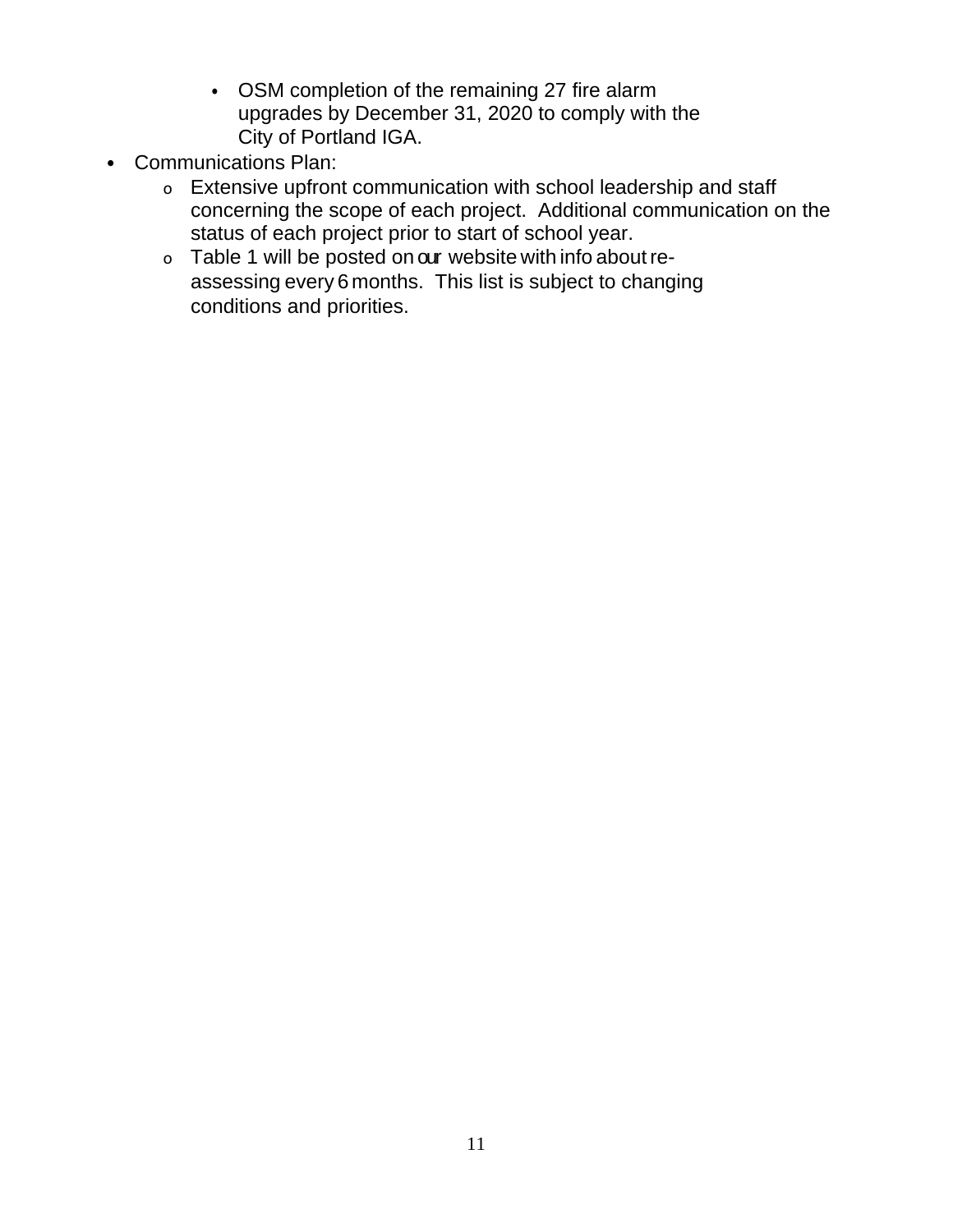- OSM completion of the remaining 27 fire alarm upgrades by December 31, 2020 to comply with the City of Portland IGA.
- Communications Plan:
  - Extensive upfront communication with school leadership and staff concerning the scope of each project. Additional communication on the status of each project prior to start of school year.
  - Table 1 will be posted on our website with info about re-assessing every 6 months. This list is subject to changing conditions and priorities.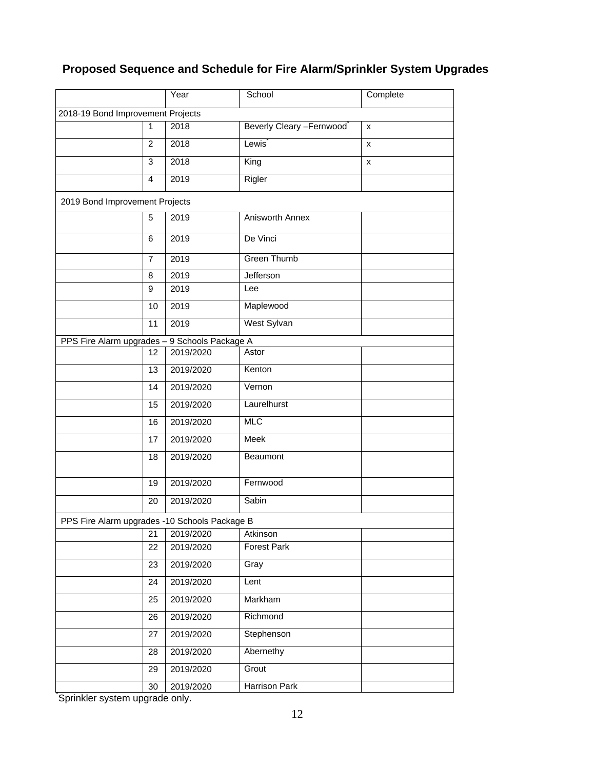## Proposed Sequence and Schedule for Fire Alarm/Sprinkler System Upgrades

| | | Year | School | Complete |
|---|---|---|---|---|
| 2018-19 Bond Improvement Projects | | | | |
| | 1 | 2018 | Beverly Cleary –Fernwood* | x |
| | 2 | 2018 | Lewis* | x |
| | 3 | 2018 | King | x |
| | 4 | 2019 | Rigler | |
| 2019 Bond Improvement Projects | | | | |
| | 5 | 2019 | Anisworth Annex | |
| | 6 | 2019 | De Vinci | |
| | 7 | 2019 | Green Thumb | |
| | 8 | 2019 | Jefferson | |
| | 9 | 2019 | Lee | |
| | 10 | 2019 | Maplewood | |
| | 11 | 2019 | West Sylvan | |
| PPS Fire Alarm upgrades – 9 Schools Package A | | | | |
| | 12 | 2019/2020 | Astor | |
| | 13 | 2019/2020 | Kenton | |
| | 14 | 2019/2020 | Vernon | |
| | 15 | 2019/2020 | Laurelhurst | |
| | 16 | 2019/2020 | MLC | |
| | 17 | 2019/2020 | Meek | |
| | 18 | 2019/2020 | Beaumont | |
| | 19 | 2019/2020 | Fernwood | |
| | 20 | 2019/2020 | Sabin | |
| PPS Fire Alarm upgrades -10 Schools Package B | | | | |
| | 21 | 2019/2020 | Atkinson | |
| | 22 | 2019/2020 | Forest Park | |
| | 23 | 2019/2020 | Gray | |
| | 24 | 2019/2020 | Lent | |
| | 25 | 2019/2020 | Markham | |
| | 26 | 2019/2020 | Richmond | |
| | 27 | 2019/2020 | Stephenson | |
| | 28 | 2019/2020 | Abernethy | |
| | 29 | 2019/2020 | Grout | |
| | 30 | 2019/2020 | Harrison Park | |

*Sprinkler system upgrade only.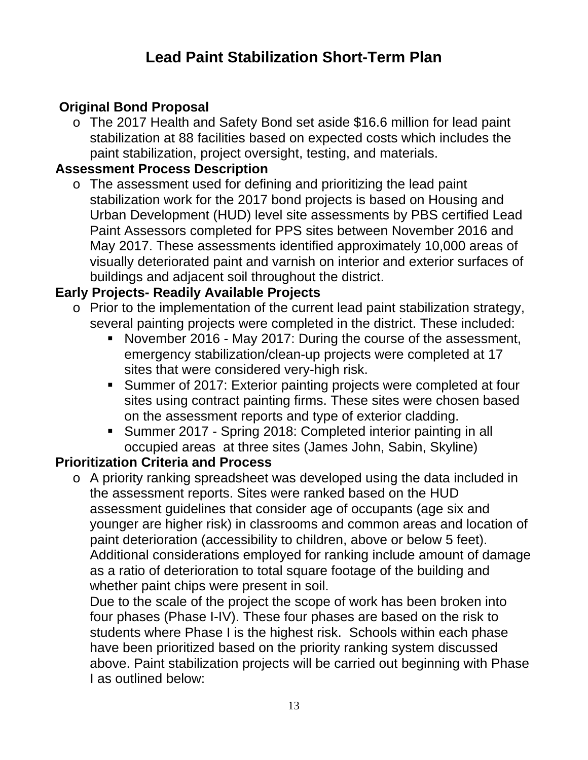# Lead Paint Stabilization Short-Term Plan

**Original Bond Proposal**

- The 2017 Health and Safety Bond set aside $16.6 million for lead paint stabilization at 88 facilities based on expected costs which includes the paint stabilization, project oversight, testing, and materials.

**Assessment Process Description**

- The assessment used for defining and prioritizing the lead paint stabilization work for the 2017 bond projects is based on Housing and Urban Development (HUD) level site assessments by PBS certified Lead Paint Assessors completed for PPS sites between November 2016 and May 2017. These assessments identified approximately 10,000 areas of visually deteriorated paint and varnish on interior and exterior surfaces of buildings and adjacent soil throughout the district.

**Early Projects- Readily Available Projects**

- Prior to the implementation of the current lead paint stabilization strategy, several painting projects were completed in the district. These included:
  - November 2016 - May 2017: During the course of the assessment, emergency stabilization/clean-up projects were completed at 17 sites that were considered very-high risk.
  - Summer of 2017: Exterior painting projects were completed at four sites using contract painting firms. These sites were chosen based on the assessment reports and type of exterior cladding.
  - Summer 2017 - Spring 2018: Completed interior painting in all occupied areas at three sites (James John, Sabin, Skyline)

**Prioritization Criteria and Process**

- A priority ranking spreadsheet was developed using the data included in the assessment reports. Sites were ranked based on the HUD assessment guidelines that consider age of occupants (age six and younger are higher risk) in classrooms and common areas and location of paint deterioration (accessibility to children, above or below 5 feet). Additional considerations employed for ranking include amount of damage as a ratio of deterioration to total square footage of the building and whether paint chips were present in soil.

  Due to the scale of the project the scope of work has been broken into four phases (Phase I-IV). These four phases are based on the risk to students where Phase I is the highest risk. Schools within each phase have been prioritized based on the priority ranking system discussed above. Paint stabilization projects will be carried out beginning with Phase I as outlined below: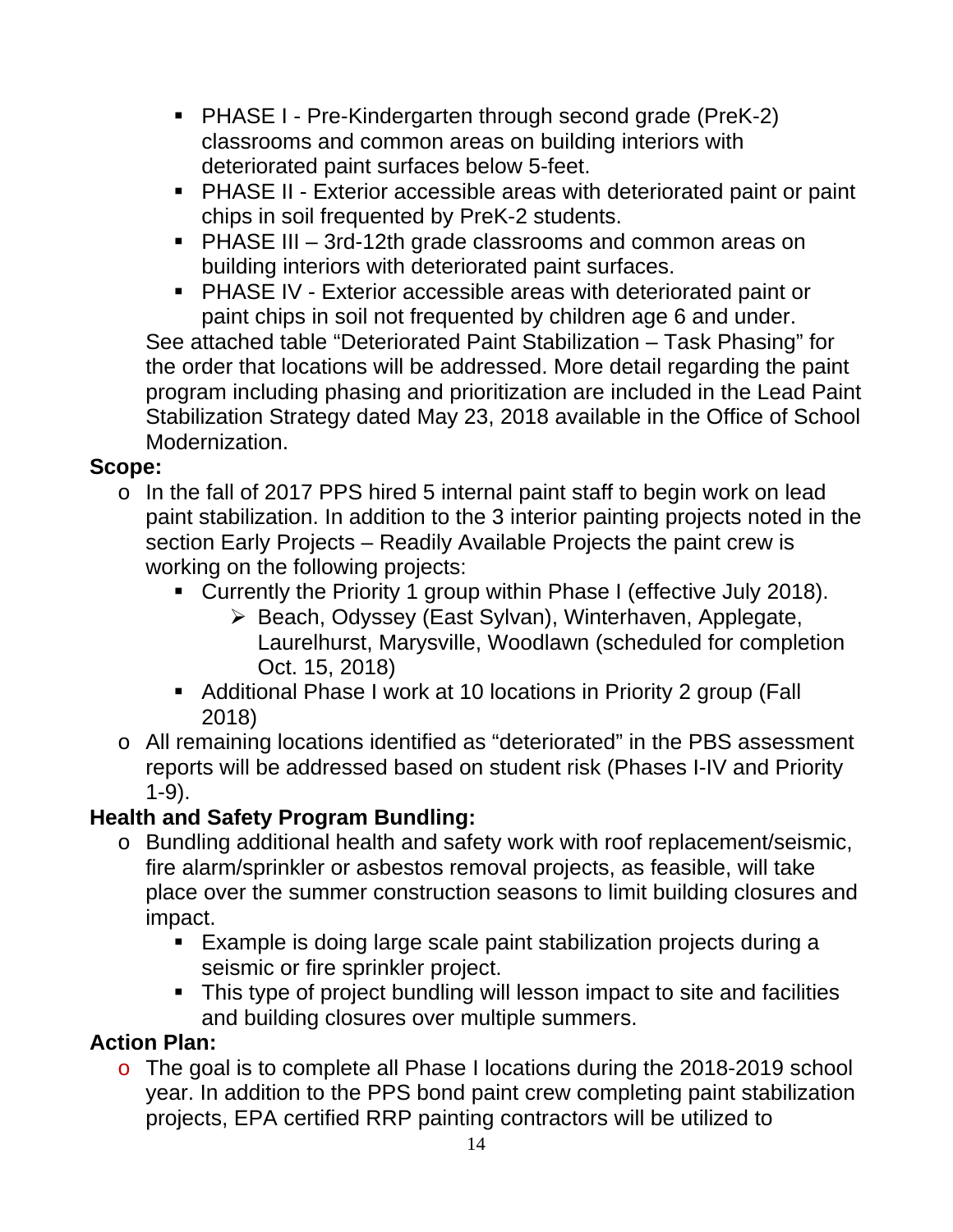- PHASE I - Pre-Kindergarten through second grade (PreK-2) classrooms and common areas on building interiors with deteriorated paint surfaces below 5-feet.
- PHASE II - Exterior accessible areas with deteriorated paint or paint chips in soil frequented by PreK-2 students.
- PHASE III – 3rd-12th grade classrooms and common areas on building interiors with deteriorated paint surfaces.
- PHASE IV - Exterior accessible areas with deteriorated paint or paint chips in soil not frequented by children age 6 and under.

See attached table "Deteriorated Paint Stabilization – Task Phasing" for the order that locations will be addressed. More detail regarding the paint program including phasing and prioritization are included in the Lead Paint Stabilization Strategy dated May 23, 2018 available in the Office of School Modernization.

**Scope:**

- In the fall of 2017 PPS hired 5 internal paint staff to begin work on lead paint stabilization. In addition to the 3 interior painting projects noted in the section Early Projects – Readily Available Projects the paint crew is working on the following projects:
  - Currently the Priority 1 group within Phase I (effective July 2018).
    - Beach, Odyssey (East Sylvan), Winterhaven, Applegate, Laurelhurst, Marysville, Woodlawn (scheduled for completion Oct. 15, 2018)
  - Additional Phase I work at 10 locations in Priority 2 group (Fall 2018)
- All remaining locations identified as "deteriorated" in the PBS assessment reports will be addressed based on student risk (Phases I-IV and Priority 1-9).

**Health and Safety Program Bundling:**

- Bundling additional health and safety work with roof replacement/seismic, fire alarm/sprinkler or asbestos removal projects, as feasible, will take place over the summer construction seasons to limit building closures and impact.
  - Example is doing large scale paint stabilization projects during a seismic or fire sprinkler project.
  - This type of project bundling will lesson impact to site and facilities and building closures over multiple summers.

**Action Plan:**

- The goal is to complete all Phase I locations during the 2018-2019 school year. In addition to the PPS bond paint crew completing paint stabilization projects, EPA certified RRP painting contractors will be utilized to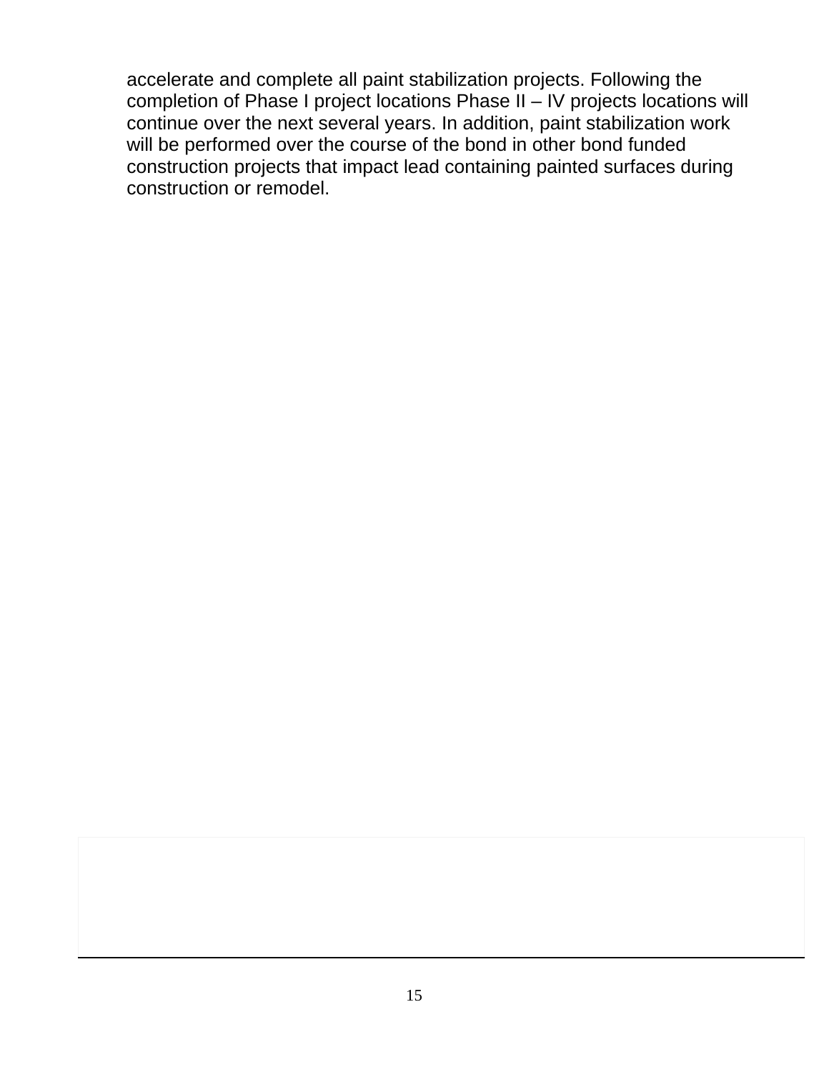accelerate and complete all paint stabilization projects. Following the completion of Phase I project locations Phase II – IV projects locations will continue over the next several years. In addition, paint stabilization work will be performed over the course of the bond in other bond funded construction projects that impact lead containing painted surfaces during construction or remodel.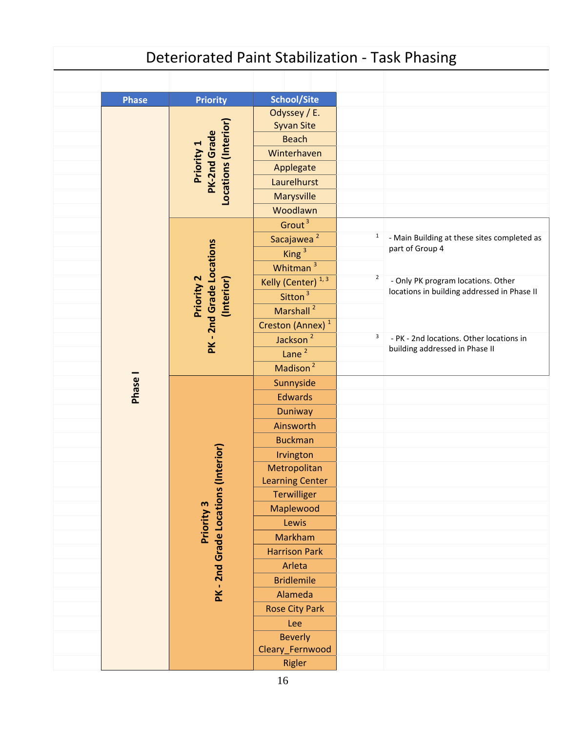# Deteriorated Paint Stabilization - Task Phasing

| Phase | Priority | School/Site |
|---|---|---|
| Phase I | Priority 1 PK-2nd Grade Locations (Interior) | Odyssey / E. Syvan Site |
| | | Beach |
| | | Winterhaven |
| | | Applegate |
| | | Laurelhurst |
| | | Marysville |
| | | Woodlawn |
| | Priority 2 PK - 2nd Grade Locations (Interior) | Grout [3] |
| | | Sacajawea [2] |
| | | King [3] |
| | | Whitman [3] |
| | | Kelly (Center) [1, 3] |
| | | Sitton [3] |
| | | Marshall [2] |
| | | Creston (Annex) [1] |
| | | Jackson [2] |
| | | Lane [2] |
| | | Madison [2] |
| | Priority 3 PK - 2nd Grade Locations (Interior) | Sunnyside |
| | | Edwards |
| | | Duniway |
| | | Ainsworth |
| | | Buckman |
| | | Irvington |
| | | Metropolitan Learning Center |
| | | Terwilliger |
| | | Maplewood |
| | | Lewis |
| | | Markham |
| | | Harrison Park |
| | | Arleta |
| | | Bridlemile |
| | | Alameda |
| | | Rose City Park |
| | | Lee |
| | | Beverly Cleary_Fernwood |
| | | Rigler |

[1] - Main Building at these sites completed as part of Group 4

[2] - Only PK program locations. Other locations in building addressed in Phase II

[3] - PK - 2nd locations. Other locations in building addressed in Phase II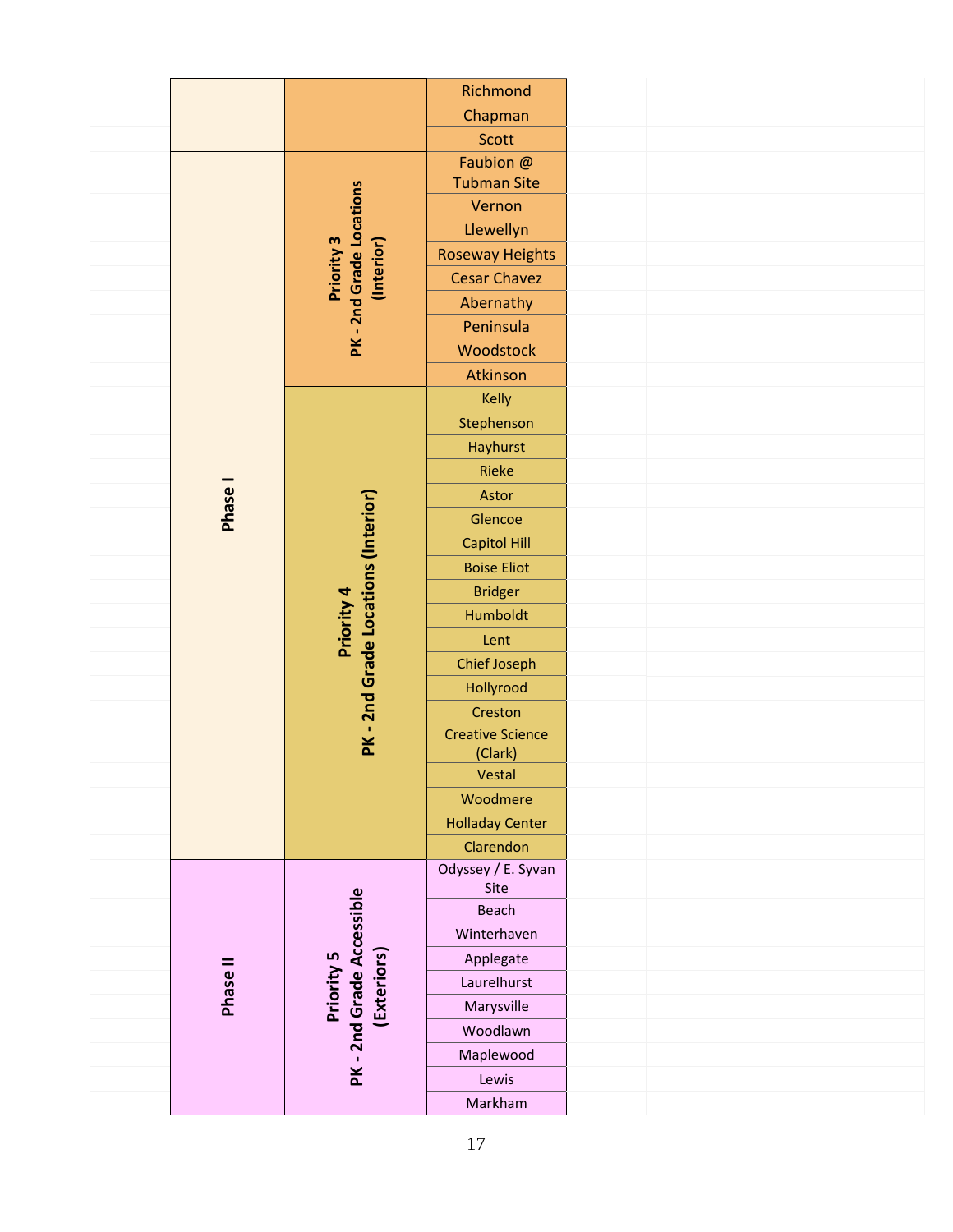| Phase | Priority | Location |
|---|---|---|
| | | Richmond |
| | | Chapman |
| | | Scott |
| Phase I | Priority 3 PK - 2nd Grade Locations (Interior) | Faubion @ Tubman Site |
| | | Vernon |
| | | Llewellyn |
| | | Roseway Heights |
| | | Cesar Chavez |
| | | Abernathy |
| | | Peninsula |
| | | Woodstock |
| | | Atkinson |
| | Priority 4 PK - 2nd Grade Locations (Interior) | Kelly |
| | | Stephenson |
| | | Hayhurst |
| | | Rieke |
| | | Astor |
| | | Glencoe |
| | | Capitol Hill |
| | | Boise Eliot |
| | | Bridger |
| | | Humboldt |
| | | Lent |
| | | Chief Joseph |
| | | Hollyrood |
| | | Creston |
| | | Creative Science (Clark) |
| | | Vestal |
| | | Woodmere |
| | | Holladay Center |
| | | Clarendon |
| Phase II | Priority 5 PK - 2nd Grade Accessible (Exteriors) | Odyssey / E. Syvan Site |
| | | Beach |
| | | Winterhaven |
| | | Applegate |
| | | Laurelhurst |
| | | Marysville |
| | | Woodlawn |
| | | Maplewood |
| | | Lewis |
| | | Markham |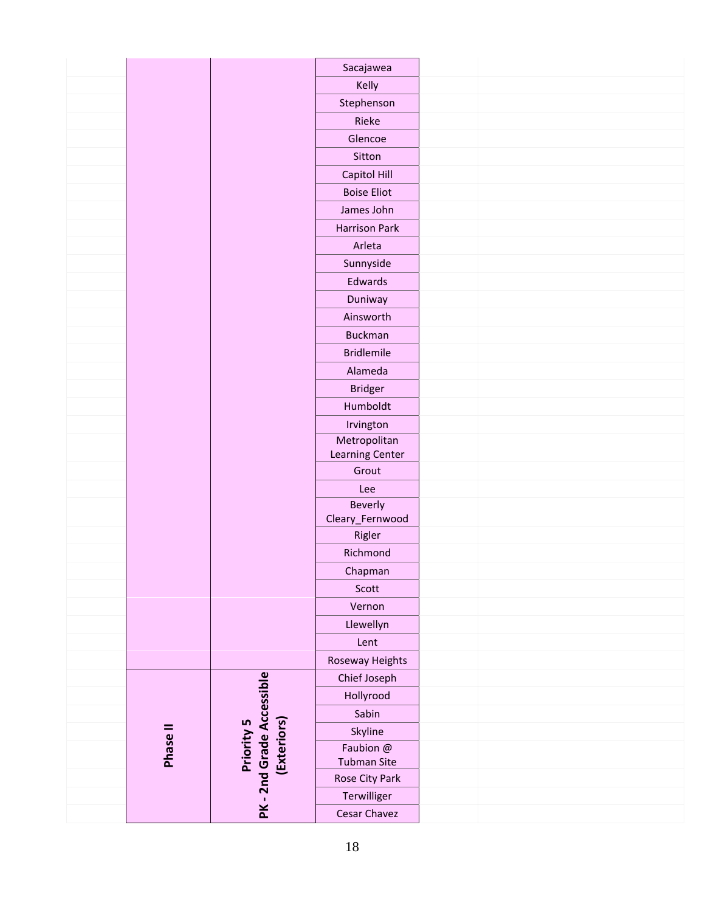| | | | | |
|---|---|---|---|---|
| | | Sacajawea | | |
| | | Kelly | | |
| | | Stephenson | | |
| | | Rieke | | |
| | | Glencoe | | |
| | | Sitton | | |
| | | Capitol Hill | | |
| | | Boise Eliot | | |
| | | James John | | |
| | | Harrison Park | | |
| | | Arleta | | |
| | | Sunnyside | | |
| | | Edwards | | |
| | | Duniway | | |
| | | Ainsworth | | |
| | | Buckman | | |
| | | Bridlemile | | |
| | | Alameda | | |
| | | Bridger | | |
| | | Humboldt | | |
| | | Irvington | | |
| | | Metropolitan Learning Center | | |
| | | Grout | | |
| | | Lee | | |
| | | Beverly Cleary_Fernwood | | |
| | | Rigler | | |
| | | Richmond | | |
| | | Chapman | | |
| | | Scott | | |
| | | Vernon | | |
| | | Llewellyn | | |
| | | Lent | | |
| | | Roseway Heights | | |
| **Phase II** | **Priority 5 PK - 2nd Grade Accessible (Exteriors)** | Chief Joseph | | |
| | | Hollyrood | | |
| | | Sabin | | |
| | | Skyline | | |
| | | Faubion @ Tubman Site | | |
| | | Rose City Park | | |
| | | Terwilliger | | |
| | | Cesar Chavez | | |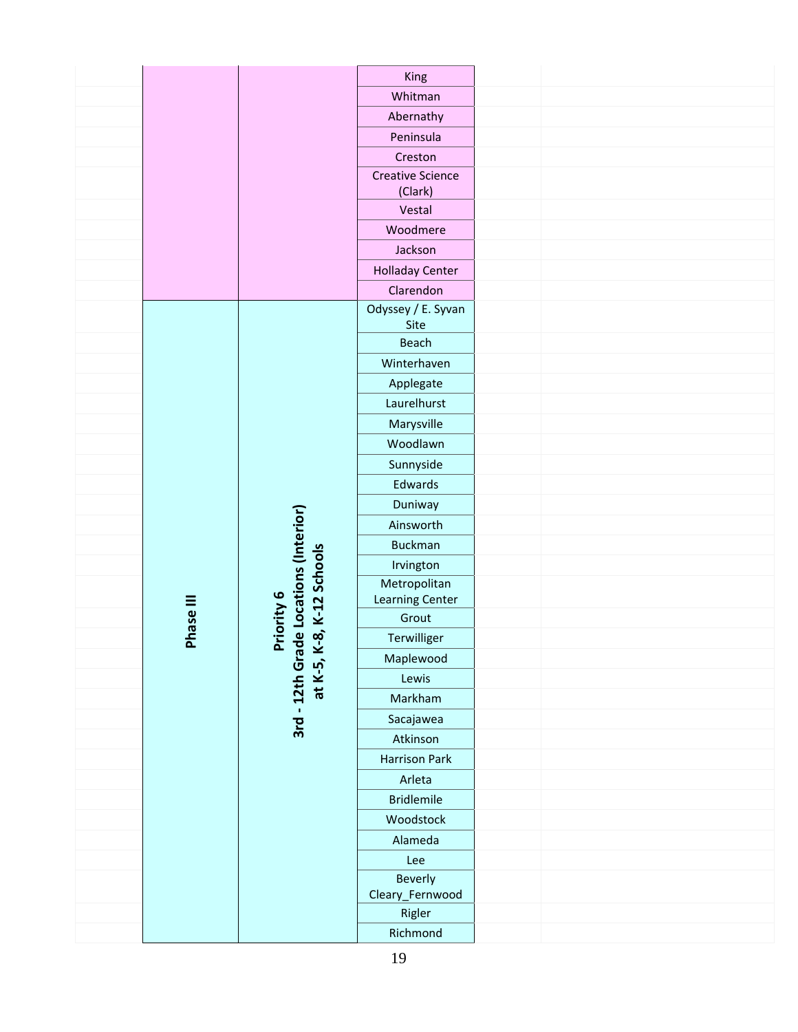| | | |
|---|---|---|
| | | King |
| | | Whitman |
| | | Abernathy |
| | | Peninsula |
| | | Creston |
| | | Creative Science (Clark) |
| | | Vestal |
| | | Woodmere |
| | | Jackson |
| | | Holladay Center |
| | | Clarendon |
| Phase III | Priority 6 3rd - 12th Grade Locations (Interior) at K-5, K-8, K-12 Schools | Odyssey / E. Syvan Site |
| | | Beach |
| | | Winterhaven |
| | | Applegate |
| | | Laurelhurst |
| | | Marysville |
| | | Woodlawn |
| | | Sunnyside |
| | | Edwards |
| | | Duniway |
| | | Ainsworth |
| | | Buckman |
| | | Irvington |
| | | Metropolitan Learning Center |
| | | Grout |
| | | Terwilliger |
| | | Maplewood |
| | | Lewis |
| | | Markham |
| | | Sacajawea |
| | | Atkinson |
| | | Harrison Park |
| | | Arleta |
| | | Bridlemile |
| | | Woodstock |
| | | Alameda |
| | | Lee |
| | | Beverly Cleary_Fernwood |
| | | Rigler |
| | | Richmond |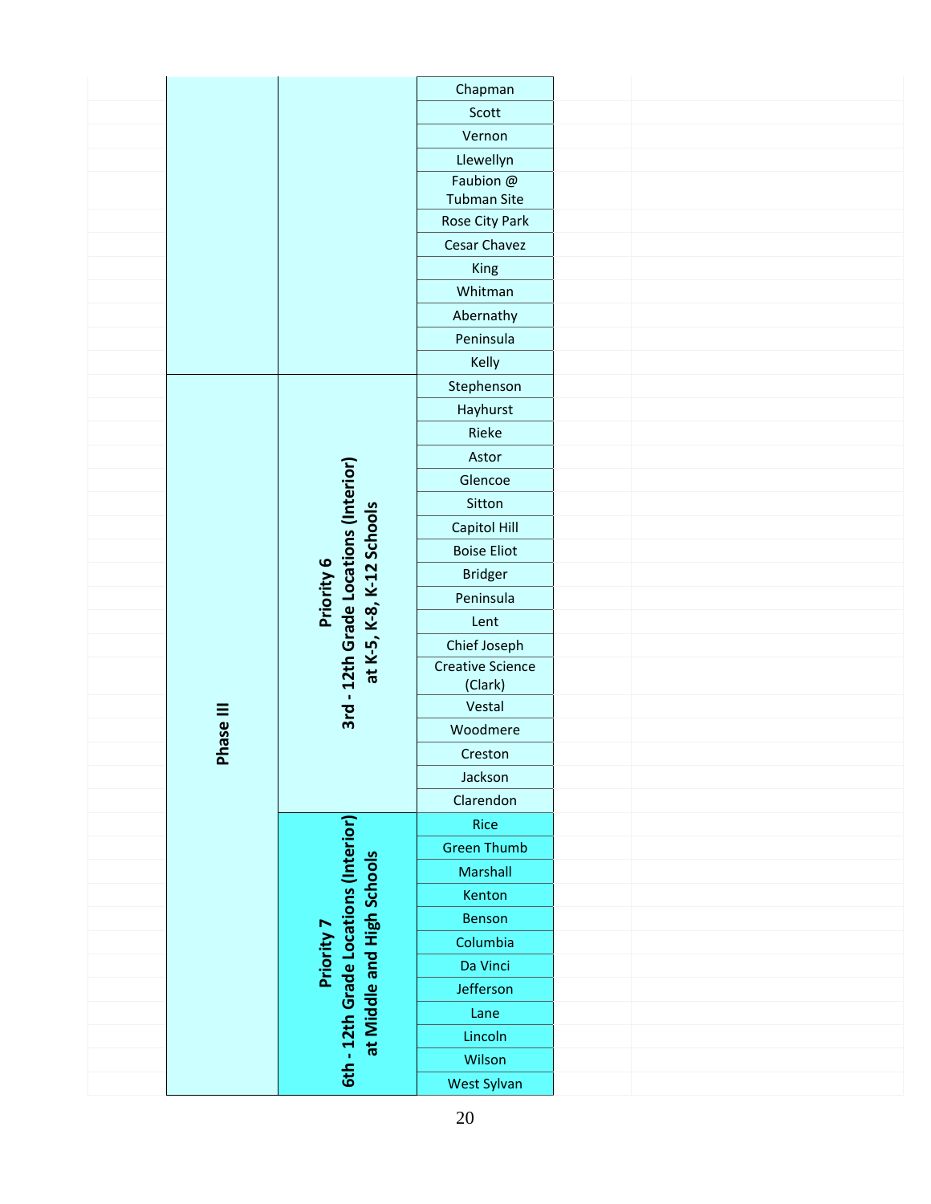| Phase | Priority | School |
| --- | --- | --- |
| | | Chapman |
| | | Scott |
| | | Vernon |
| | | Llewellyn |
| | | Faubion @ Tubman Site |
| | | Rose City Park |
| | | Cesar Chavez |
| | | King |
| | | Whitman |
| | | Abernathy |
| | | Peninsula |
| | | Kelly |
| Phase III | Priority 6 3rd - 12th Grade Locations (Interior) at K-5, K-8, K-12 Schools | Stephenson |
| | | Hayhurst |
| | | Rieke |
| | | Astor |
| | | Glencoe |
| | | Sitton |
| | | Capitol Hill |
| | | Boise Eliot |
| | | Bridger |
| | | Peninsula |
| | | Lent |
| | | Chief Joseph |
| | | Creative Science (Clark) |
| | | Vestal |
| | | Woodmere |
| | | Creston |
| | | Jackson |
| | | Clarendon |
| | Priority 7 6th - 12th Grade Locations (Interior) at Middle and High Schools | Rice |
| | | Green Thumb |
| | | Marshall |
| | | Kenton |
| | | Benson |
| | | Columbia |
| | | Da Vinci |
| | | Jefferson |
| | | Lane |
| | | Lincoln |
| | | Wilson |
| | | West Sylvan |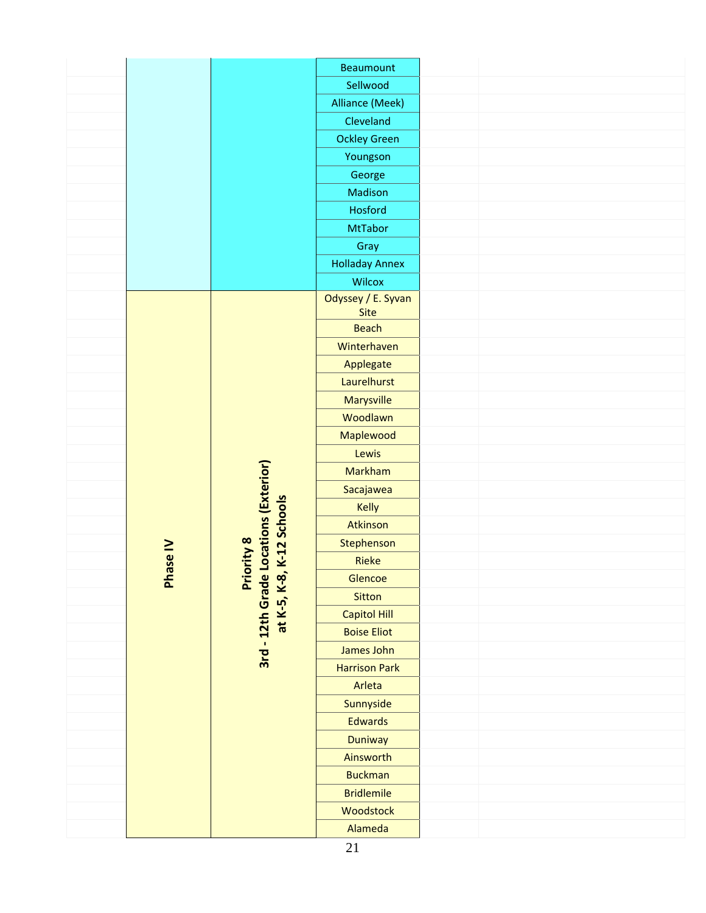| Phase | Priority | School |
| --- | --- | --- |
| | | Beaumount |
| | | Sellwood |
| | | Alliance (Meek) |
| | | Cleveland |
| | | Ockley Green |
| | | Youngson |
| | | George |
| | | Madison |
| | | Hosford |
| | | MtTabor |
| | | Gray |
| | | Holladay Annex |
| | | Wilcox |
| **Phase IV** | **Priority 8 3rd - 12th Grade Locations (Exterior) at K-5, K-8, K-12 Schools** | Odyssey / E. Syvan Site |
| | | Beach |
| | | Winterhaven |
| | | Applegate |
| | | Laurelhurst |
| | | Marysville |
| | | Woodlawn |
| | | Maplewood |
| | | Lewis |
| | | Markham |
| | | Sacajawea |
| | | Kelly |
| | | Atkinson |
| | | Stephenson |
| | | Rieke |
| | | Glencoe |
| | | Sitton |
| | | Capitol Hill |
| | | Boise Eliot |
| | | James John |
| | | Harrison Park |
| | | Arleta |
| | | Sunnyside |
| | | Edwards |
| | | Duniway |
| | | Ainsworth |
| | | Buckman |
| | | Bridlemile |
| | | Woodstock |
| | | Alameda |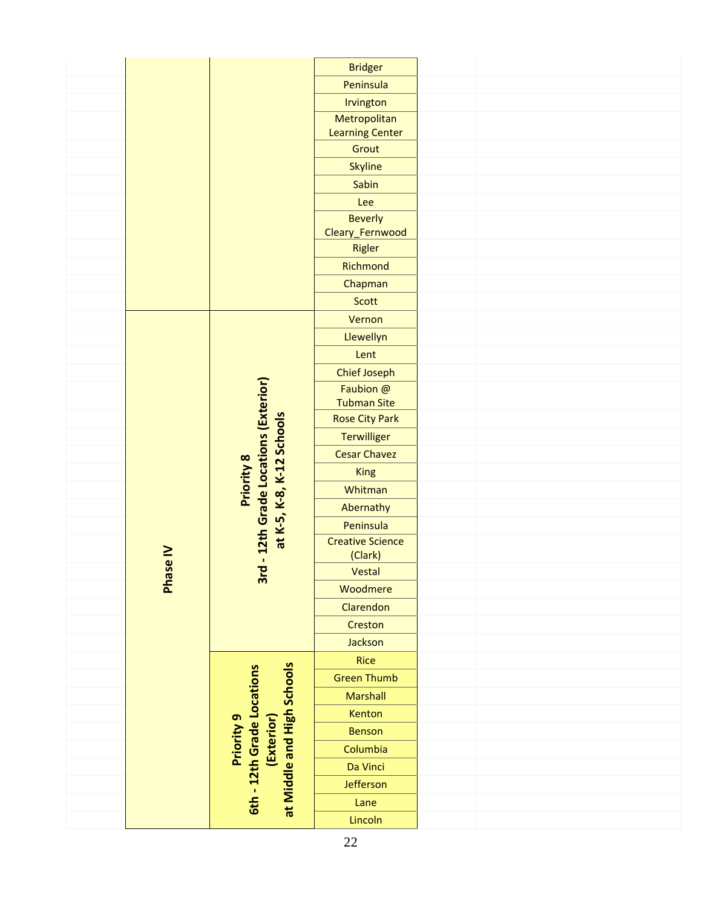| Phase | Priority | Location |
|---|---|---|
| | | Bridger |
| | | Peninsula |
| | | Irvington |
| | | Metropolitan Learning Center |
| | | Grout |
| | | Skyline |
| | | Sabin |
| | | Lee |
| | | Beverly Cleary_Fernwood |
| | | Rigler |
| | | Richmond |
| | | Chapman |
| | | Scott |
| Phase IV | Priority 8 3rd - 12th Grade Locations (Exterior) at K-5, K-8, K-12 Schools | Vernon |
| | | Llewellyn |
| | | Lent |
| | | Chief Joseph |
| | | Faubion @ Tubman Site |
| | | Rose City Park |
| | | Terwilliger |
| | | Cesar Chavez |
| | | King |
| | | Whitman |
| | | Abernathy |
| | | Peninsula |
| | | Creative Science (Clark) |
| | | Vestal |
| | | Woodmere |
| | | Clarendon |
| | | Creston |
| | | Jackson |
| | Priority 9 6th - 12th Grade Locations (Exterior) at Middle and High Schools | Rice |
| | | Green Thumb |
| | | Marshall |
| | | Kenton |
| | | Benson |
| | | Columbia |
| | | Da Vinci |
| | | Jefferson |
| | | Lane |
| | | Lincoln |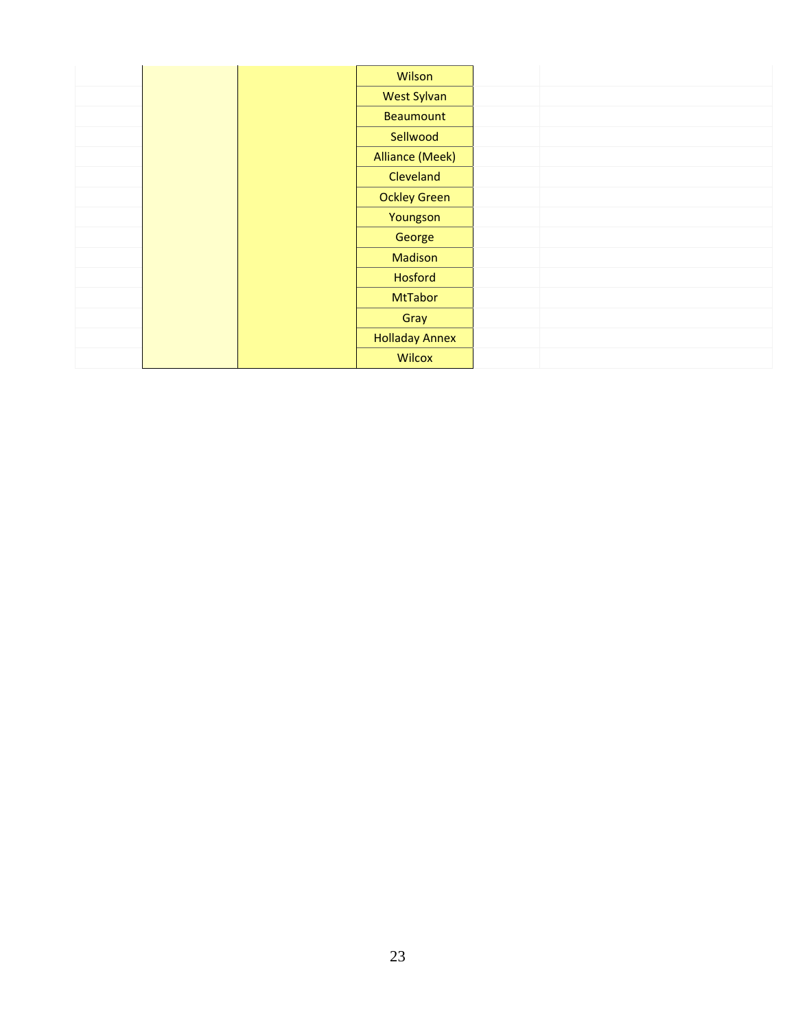| | | | | | |
|---|---|---|---|---|---|
| | | | Wilson | | |
| | | | West Sylvan | | |
| | | | Beaumount | | |
| | | | Sellwood | | |
| | | | Alliance (Meek) | | |
| | | | Cleveland | | |
| | | | Ockley Green | | |
| | | | Youngson | | |
| | | | George | | |
| | | | Madison | | |
| | | | Hosford | | |
| | | | MtTabor | | |
| | | | Gray | | |
| | | | Holladay Annex | | |
| | | | Wilcox | | |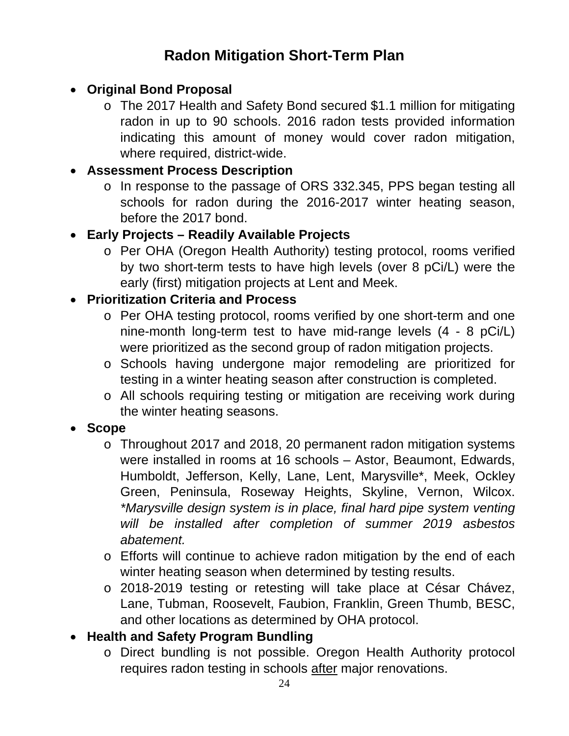# Radon Mitigation Short-Term Plan

- **Original Bond Proposal**
  - The 2017 Health and Safety Bond secured $1.1 million for mitigating radon in up to 90 schools. 2016 radon tests provided information indicating this amount of money would cover radon mitigation, where required, district-wide.
- **Assessment Process Description**
  - In response to the passage of ORS 332.345, PPS began testing all schools for radon during the 2016-2017 winter heating season, before the 2017 bond.
- **Early Projects – Readily Available Projects**
  - Per OHA (Oregon Health Authority) testing protocol, rooms verified by two short-term tests to have high levels (over 8 pCi/L) were the early (first) mitigation projects at Lent and Meek.
- **Prioritization Criteria and Process**
  - Per OHA testing protocol, rooms verified by one short-term and one nine-month long-term test to have mid-range levels (4 - 8 pCi/L) were prioritized as the second group of radon mitigation projects.
  - Schools having undergone major remodeling are prioritized for testing in a winter heating season after construction is completed.
  - All schools requiring testing or mitigation are receiving work during the winter heating seasons.
- **Scope**
  - Throughout 2017 and 2018, 20 permanent radon mitigation systems were installed in rooms at 16 schools – Astor, Beaumont, Edwards, Humboldt, Jefferson, Kelly, Lane, Lent, Marysville*, Meek, Ockley Green, Peninsula, Roseway Heights, Skyline, Vernon, Wilcox. *\*Marysville design system is in place, final hard pipe system venting will be installed after completion of summer 2019 asbestos abatement.*
  - Efforts will continue to achieve radon mitigation by the end of each winter heating season when determined by testing results.
  - 2018-2019 testing or retesting will take place at César Chávez, Lane, Tubman, Roosevelt, Faubion, Franklin, Green Thumb, BESC, and other locations as determined by OHA protocol.
- **Health and Safety Program Bundling**
  - Direct bundling is not possible. Oregon Health Authority protocol requires radon testing in schools <u>after</u> major renovations.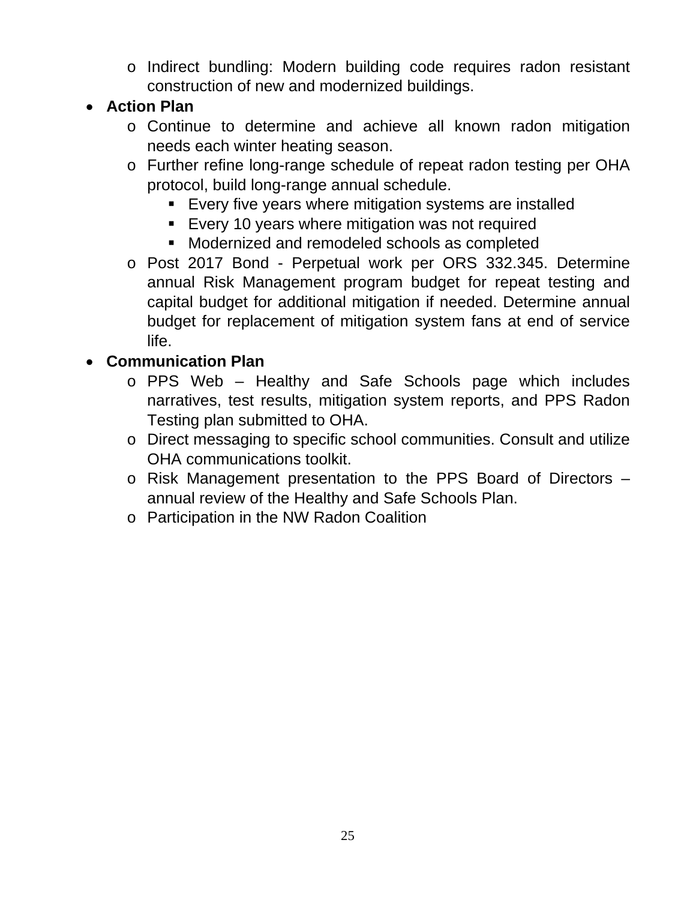- Indirect bundling: Modern building code requires radon resistant construction of new and modernized buildings.
- **Action Plan**
  - Continue to determine and achieve all known radon mitigation needs each winter heating season.
  - Further refine long-range schedule of repeat radon testing per OHA protocol, build long-range annual schedule.
    - Every five years where mitigation systems are installed
    - Every 10 years where mitigation was not required
    - Modernized and remodeled schools as completed
  - Post 2017 Bond - Perpetual work per ORS 332.345. Determine annual Risk Management program budget for repeat testing and capital budget for additional mitigation if needed. Determine annual budget for replacement of mitigation system fans at end of service life.
- **Communication Plan**
  - PPS Web – Healthy and Safe Schools page which includes narratives, test results, mitigation system reports, and PPS Radon Testing plan submitted to OHA.
  - Direct messaging to specific school communities. Consult and utilize OHA communications toolkit.
  - Risk Management presentation to the PPS Board of Directors – annual review of the Healthy and Safe Schools Plan.
  - Participation in the NW Radon Coalition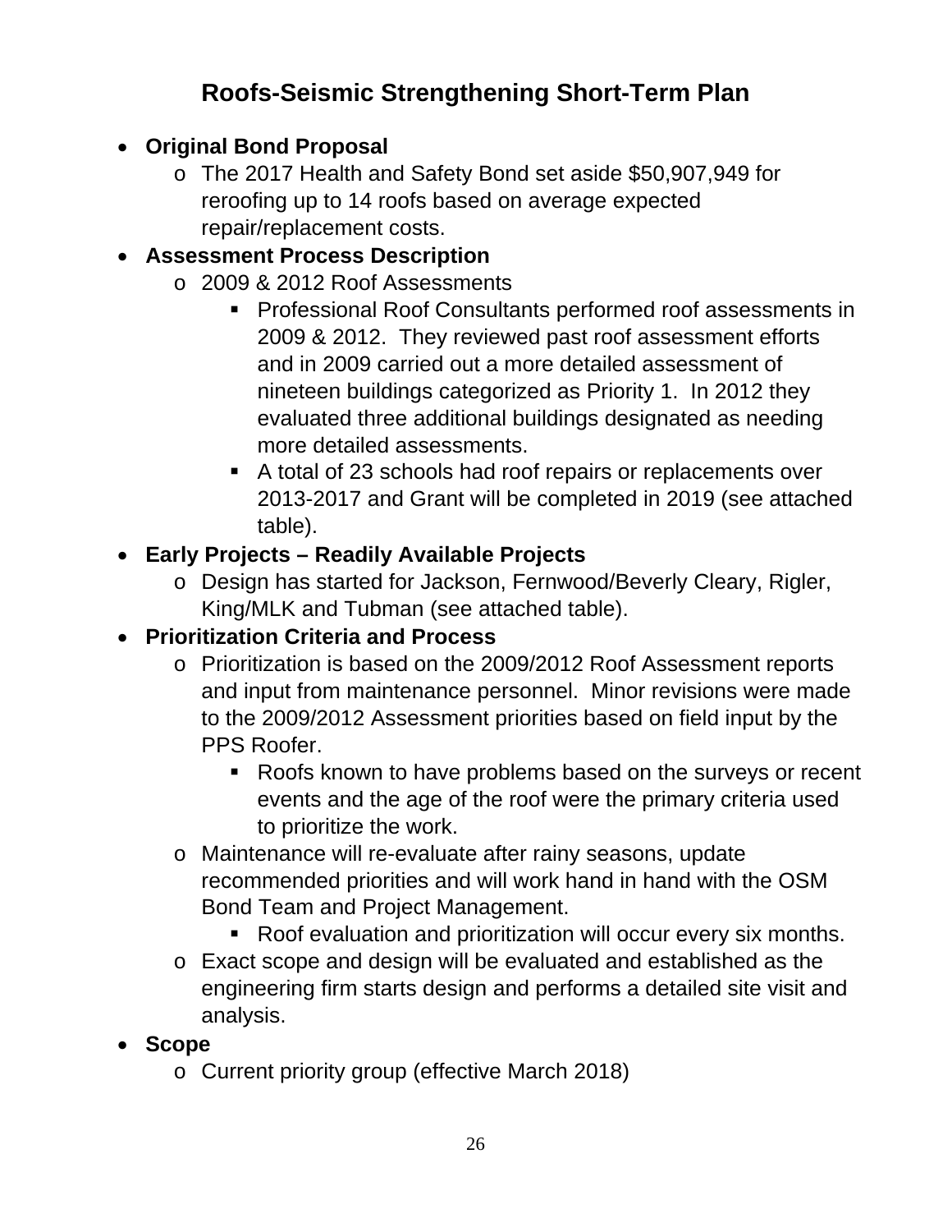# Roofs-Seismic Strengthening Short-Term Plan

- **Original Bond Proposal**
  - The 2017 Health and Safety Bond set aside $50,907,949 for reroofing up to 14 roofs based on average expected repair/replacement costs.
- **Assessment Process Description**
  - 2009 & 2012 Roof Assessments
    - Professional Roof Consultants performed roof assessments in 2009 & 2012. They reviewed past roof assessment efforts and in 2009 carried out a more detailed assessment of nineteen buildings categorized as Priority 1. In 2012 they evaluated three additional buildings designated as needing more detailed assessments.
    - A total of 23 schools had roof repairs or replacements over 2013-2017 and Grant will be completed in 2019 (see attached table).
- **Early Projects – Readily Available Projects**
  - Design has started for Jackson, Fernwood/Beverly Cleary, Rigler, King/MLK and Tubman (see attached table).
- **Prioritization Criteria and Process**
  - Prioritization is based on the 2009/2012 Roof Assessment reports and input from maintenance personnel. Minor revisions were made to the 2009/2012 Assessment priorities based on field input by the PPS Roofer.
    - Roofs known to have problems based on the surveys or recent events and the age of the roof were the primary criteria used to prioritize the work.
  - Maintenance will re-evaluate after rainy seasons, update recommended priorities and will work hand in hand with the OSM Bond Team and Project Management.
    - Roof evaluation and prioritization will occur every six months.
  - Exact scope and design will be evaluated and established as the engineering firm starts design and performs a detailed site visit and analysis.
- **Scope**
  - Current priority group (effective March 2018)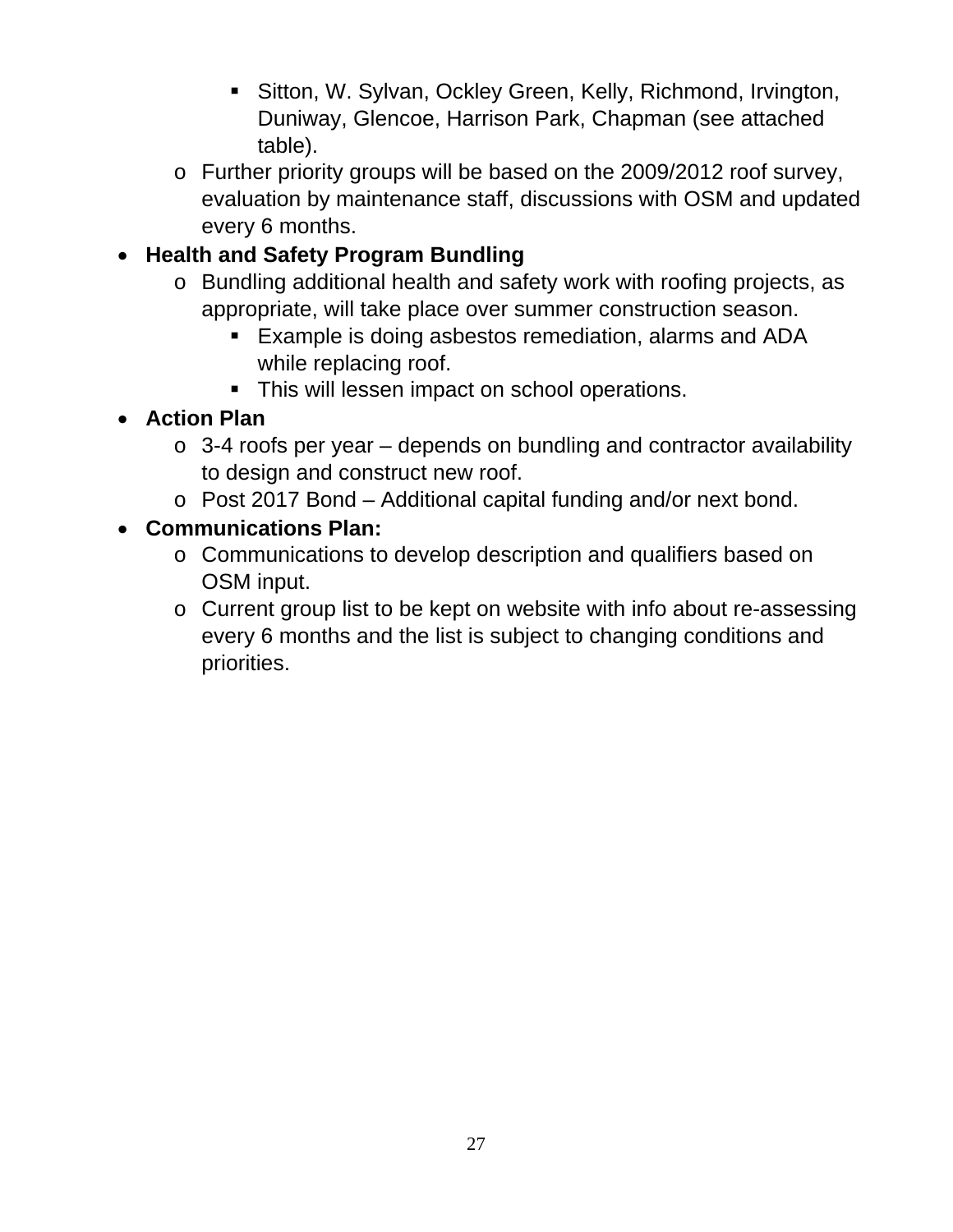- Sitton, W. Sylvan, Ockley Green, Kelly, Richmond, Irvington, Duniway, Glencoe, Harrison Park, Chapman (see attached table).
    - Further priority groups will be based on the 2009/2012 roof survey, evaluation by maintenance staff, discussions with OSM and updated every 6 months.
- **Health and Safety Program Bundling**
    - Bundling additional health and safety work with roofing projects, as appropriate, will take place over summer construction season.
        - Example is doing asbestos remediation, alarms and ADA while replacing roof.
        - This will lessen impact on school operations.
- **Action Plan**
    - 3-4 roofs per year – depends on bundling and contractor availability to design and construct new roof.
    - Post 2017 Bond – Additional capital funding and/or next bond.
- **Communications Plan:**
    - Communications to develop description and qualifiers based on OSM input.
    - Current group list to be kept on website with info about re-assessing every 6 months and the list is subject to changing conditions and priorities.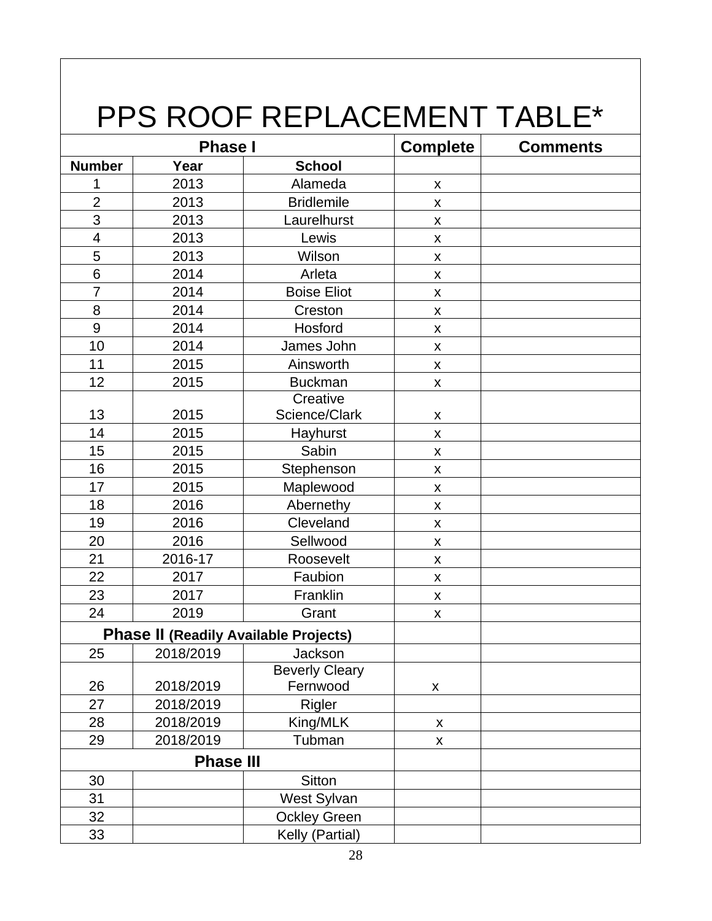# PPS ROOF REPLACEMENT TABLE*

| Phase I | | | Complete | Comments |
|---|---|---|---|---|
| **Number** | **Year** | **School** | | |
| 1 | 2013 | Alameda | x | |
| 2 | 2013 | Bridlemile | x | |
| 3 | 2013 | Laurelhurst | x | |
| 4 | 2013 | Lewis | x | |
| 5 | 2013 | Wilson | x | |
| 6 | 2014 | Arleta | x | |
| 7 | 2014 | Boise Eliot | x | |
| 8 | 2014 | Creston | x | |
| 9 | 2014 | Hosford | x | |
| 10 | 2014 | James John | x | |
| 11 | 2015 | Ainsworth | x | |
| 12 | 2015 | Buckman | x | |
| 13 | 2015 | Creative Science/Clark | x | |
| 14 | 2015 | Hayhurst | x | |
| 15 | 2015 | Sabin | x | |
| 16 | 2015 | Stephenson | x | |
| 17 | 2015 | Maplewood | x | |
| 18 | 2016 | Abernethy | x | |
| 19 | 2016 | Cleveland | x | |
| 20 | 2016 | Sellwood | x | |
| 21 | 2016-17 | Roosevelt | x | |
| 22 | 2017 | Faubion | x | |
| 23 | 2017 | Franklin | x | |
| 24 | 2019 | Grant | x | |
| **Phase II (Readily Available Projects)** | | | | |
| 25 | 2018/2019 | Jackson | | |
| 26 | 2018/2019 | Beverly Cleary Fernwood | x | |
| 27 | 2018/2019 | Rigler | | |
| 28 | 2018/2019 | King/MLK | x | |
| 29 | 2018/2019 | Tubman | x | |
| **Phase III** | | | | |
| 30 | | Sitton | | |
| 31 | | West Sylvan | | |
| 32 | | Ockley Green | | |
| 33 | | Kelly (Partial) | | |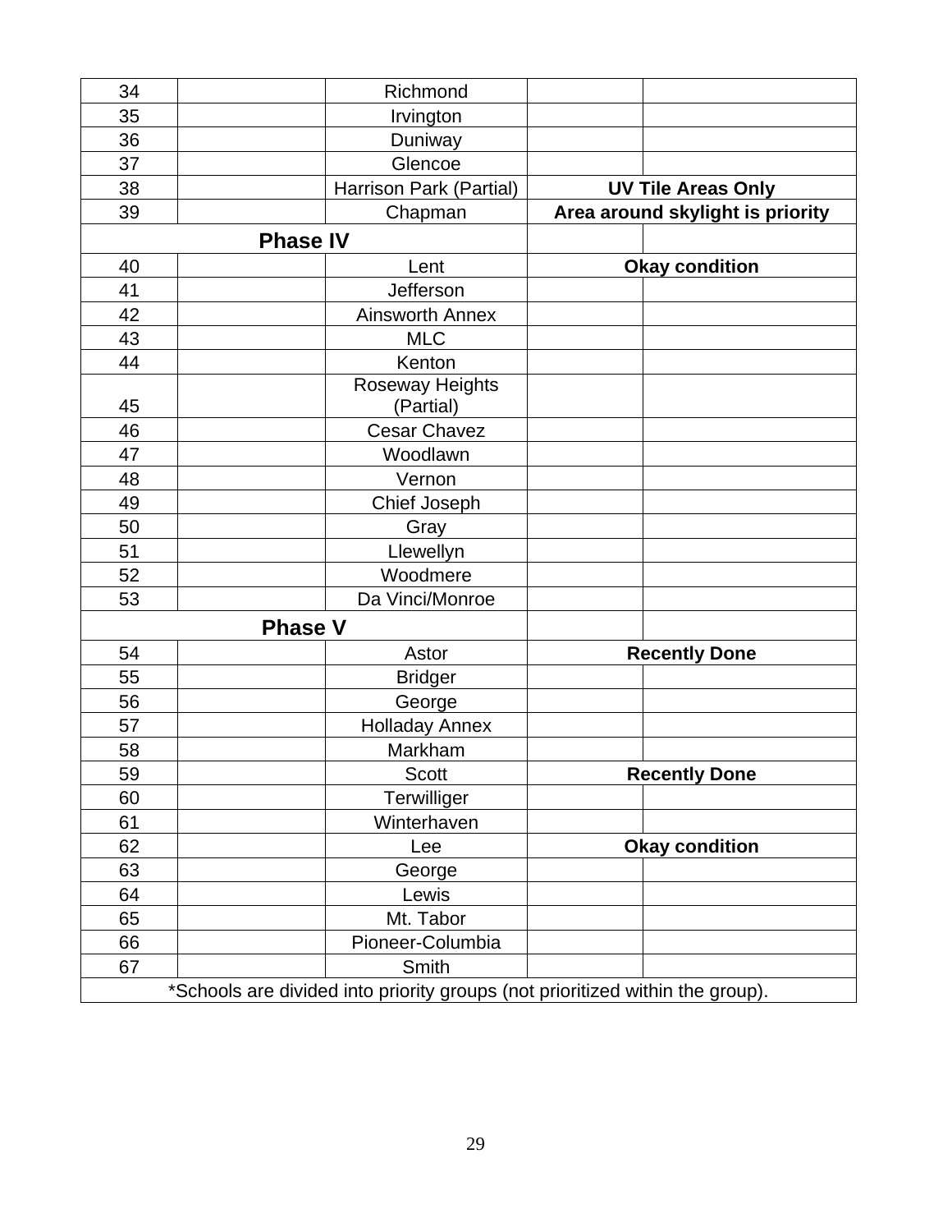| | | | | |
|---|---|---|---|---|
| 34 | | Richmond | | |
| 35 | | Irvington | | |
| 36 | | Duniway | | |
| 37 | | Glencoe | | |
| 38 | | Harrison Park (Partial) | **UV Tile Areas Only** | |
| 39 | | Chapman | **Area around skylight is priority** | |
| **Phase IV** | | | | |
| 40 | | Lent | **Okay condition** | |
| 41 | | Jefferson | | |
| 42 | | Ainsworth Annex | | |
| 43 | | MLC | | |
| 44 | | Kenton | | |
| 45 | | Roseway Heights (Partial) | | |
| 46 | | Cesar Chavez | | |
| 47 | | Woodlawn | | |
| 48 | | Vernon | | |
| 49 | | Chief Joseph | | |
| 50 | | Gray | | |
| 51 | | Llewellyn | | |
| 52 | | Woodmere | | |
| 53 | | Da Vinci/Monroe | | |
| **Phase V** | | | | |
| 54 | | Astor | **Recently Done** | |
| 55 | | Bridger | | |
| 56 | | George | | |
| 57 | | Holladay Annex | | |
| 58 | | Markham | | |
| 59 | | Scott | **Recently Done** | |
| 60 | | Terwilliger | | |
| 61 | | Winterhaven | | |
| 62 | | Lee | **Okay condition** | |
| 63 | | George | | |
| 64 | | Lewis | | |
| 65 | | Mt. Tabor | | |
| 66 | | Pioneer-Columbia | | |
| 67 | | Smith | | |
| *Schools are divided into priority groups (not prioritized within the group). | | | | |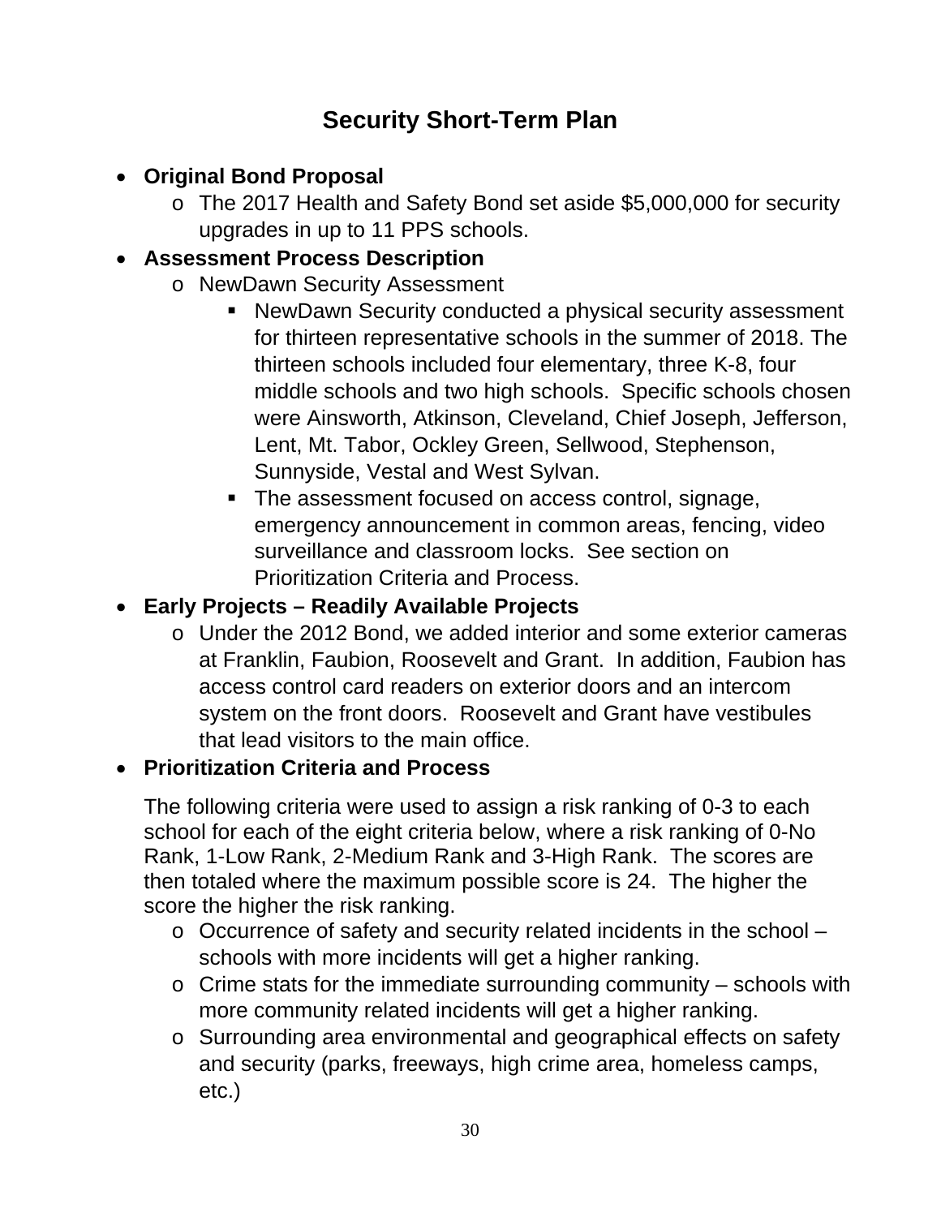## Security Short-Term Plan

- **Original Bond Proposal**
  - The 2017 Health and Safety Bond set aside $5,000,000 for security upgrades in up to 11 PPS schools.
- **Assessment Process Description**
  - NewDawn Security Assessment
    - NewDawn Security conducted a physical security assessment for thirteen representative schools in the summer of 2018. The thirteen schools included four elementary, three K-8, four middle schools and two high schools. Specific schools chosen were Ainsworth, Atkinson, Cleveland, Chief Joseph, Jefferson, Lent, Mt. Tabor, Ockley Green, Sellwood, Stephenson, Sunnyside, Vestal and West Sylvan.
    - The assessment focused on access control, signage, emergency announcement in common areas, fencing, video surveillance and classroom locks. See section on Prioritization Criteria and Process.
- **Early Projects – Readily Available Projects**
  - Under the 2012 Bond, we added interior and some exterior cameras at Franklin, Faubion, Roosevelt and Grant. In addition, Faubion has access control card readers on exterior doors and an intercom system on the front doors. Roosevelt and Grant have vestibules that lead visitors to the main office.
- **Prioritization Criteria and Process**

  The following criteria were used to assign a risk ranking of 0-3 to each school for each of the eight criteria below, where a risk ranking of 0-No Rank, 1-Low Rank, 2-Medium Rank and 3-High Rank. The scores are then totaled where the maximum possible score is 24. The higher the score the higher the risk ranking.
  - Occurrence of safety and security related incidents in the school – schools with more incidents will get a higher ranking.
  - Crime stats for the immediate surrounding community – schools with more community related incidents will get a higher ranking.
  - Surrounding area environmental and geographical effects on safety and security (parks, freeways, high crime area, homeless camps, etc.)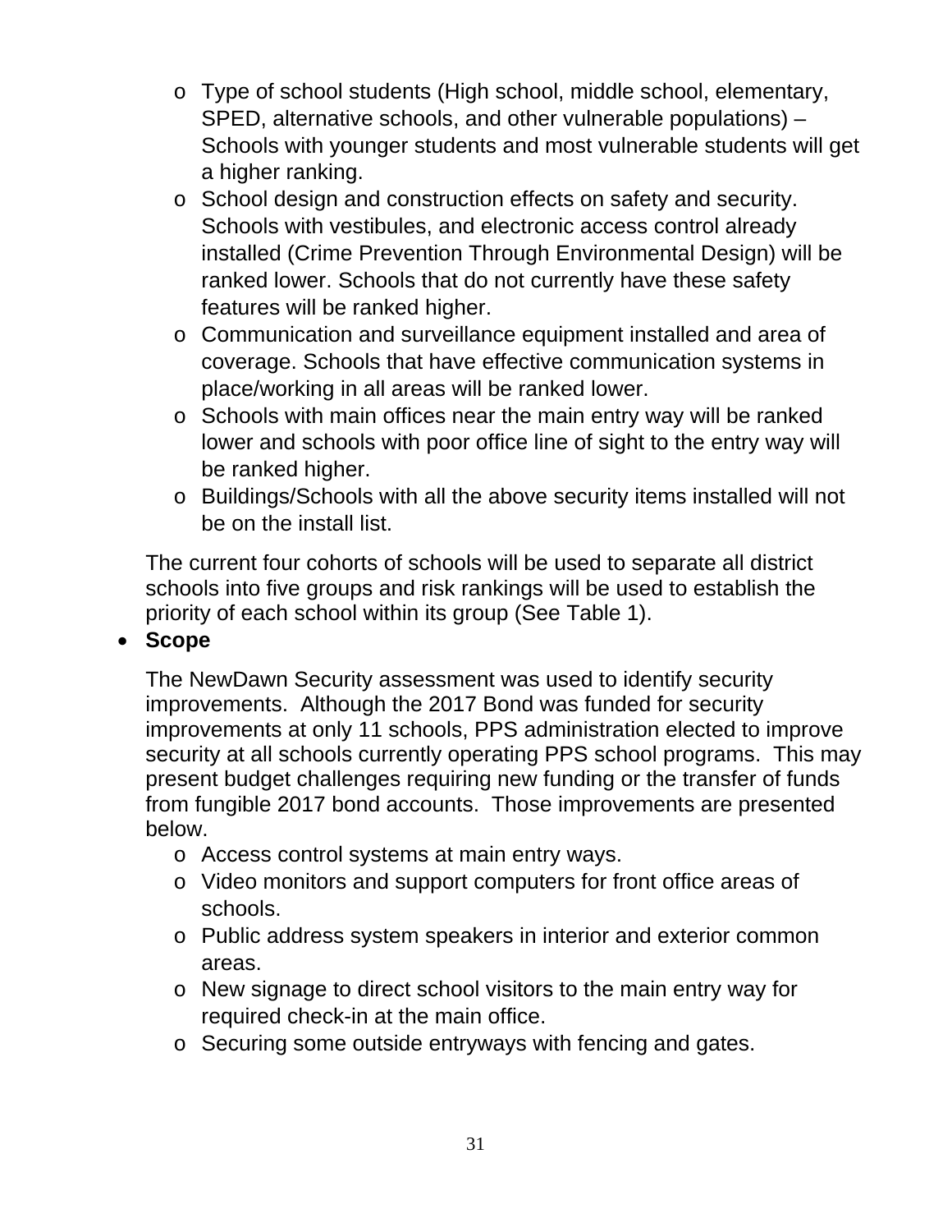- Type of school students (High school, middle school, elementary, SPED, alternative schools, and other vulnerable populations) – Schools with younger students and most vulnerable students will get a higher ranking.
- School design and construction effects on safety and security. Schools with vestibules, and electronic access control already installed (Crime Prevention Through Environmental Design) will be ranked lower. Schools that do not currently have these safety features will be ranked higher.
- Communication and surveillance equipment installed and area of coverage. Schools that have effective communication systems in place/working in all areas will be ranked lower.
- Schools with main offices near the main entry way will be ranked lower and schools with poor office line of sight to the entry way will be ranked higher.
- Buildings/Schools with all the above security items installed will not be on the install list.

The current four cohorts of schools will be used to separate all district schools into five groups and risk rankings will be used to establish the priority of each school within its group (See Table 1).

- **Scope**

The NewDawn Security assessment was used to identify security improvements. Although the 2017 Bond was funded for security improvements at only 11 schools, PPS administration elected to improve security at all schools currently operating PPS school programs. This may present budget challenges requiring new funding or the transfer of funds from fungible 2017 bond accounts. Those improvements are presented below.

- Access control systems at main entry ways.
- Video monitors and support computers for front office areas of schools.
- Public address system speakers in interior and exterior common areas.
- New signage to direct school visitors to the main entry way for required check-in at the main office.
- Securing some outside entryways with fencing and gates.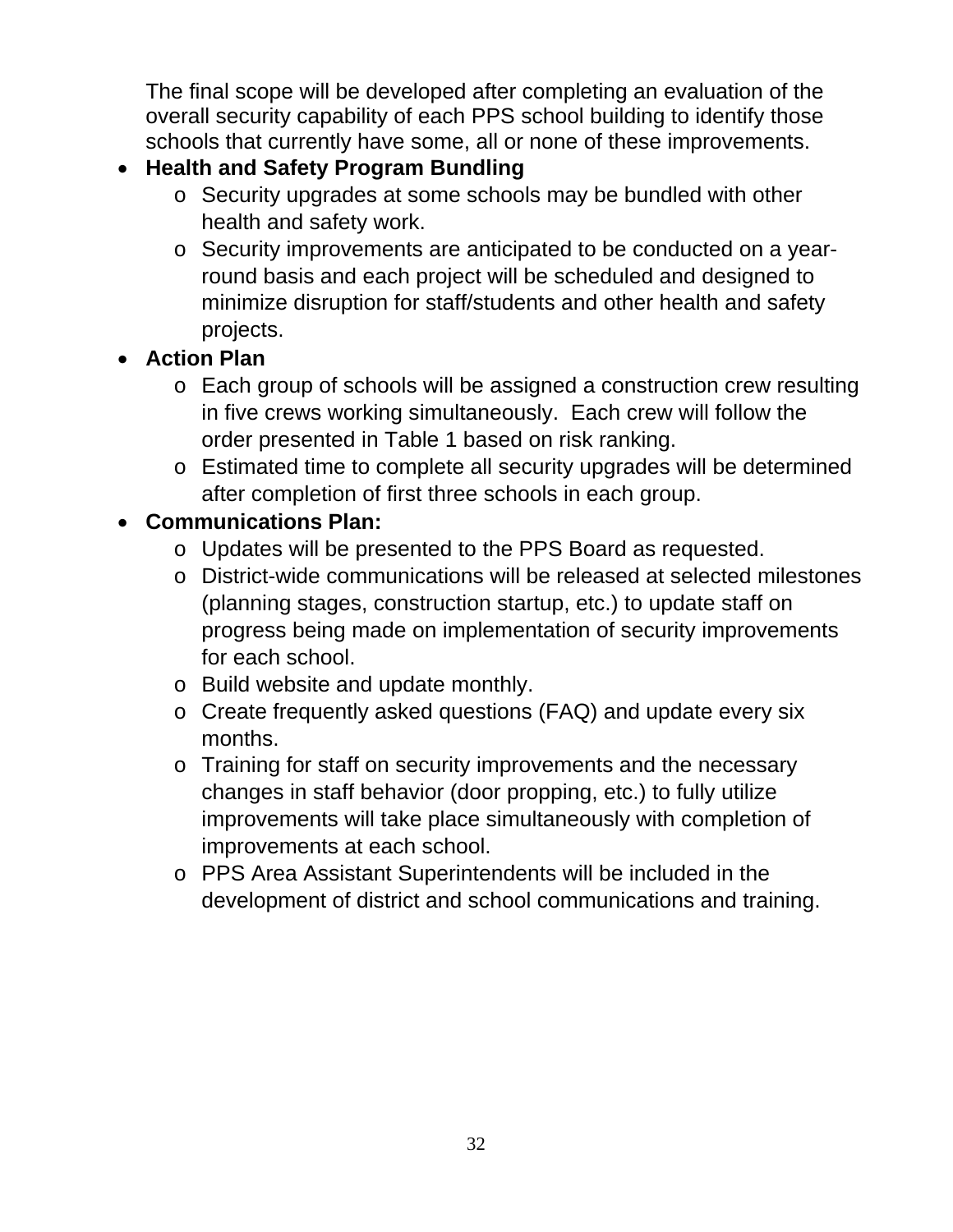The final scope will be developed after completing an evaluation of the overall security capability of each PPS school building to identify those schools that currently have some, all or none of these improvements.

- **Health and Safety Program Bundling**
  - Security upgrades at some schools may be bundled with other health and safety work.
  - Security improvements are anticipated to be conducted on a year-round basis and each project will be scheduled and designed to minimize disruption for staff/students and other health and safety projects.
- **Action Plan**
  - Each group of schools will be assigned a construction crew resulting in five crews working simultaneously. Each crew will follow the order presented in Table 1 based on risk ranking.
  - Estimated time to complete all security upgrades will be determined after completion of first three schools in each group.
- **Communications Plan:**
  - Updates will be presented to the PPS Board as requested.
  - District-wide communications will be released at selected milestones (planning stages, construction startup, etc.) to update staff on progress being made on implementation of security improvements for each school.
  - Build website and update monthly.
  - Create frequently asked questions (FAQ) and update every six months.
  - Training for staff on security improvements and the necessary changes in staff behavior (door propping, etc.) to fully utilize improvements will take place simultaneously with completion of improvements at each school.
  - PPS Area Assistant Superintendents will be included in the development of district and school communications and training.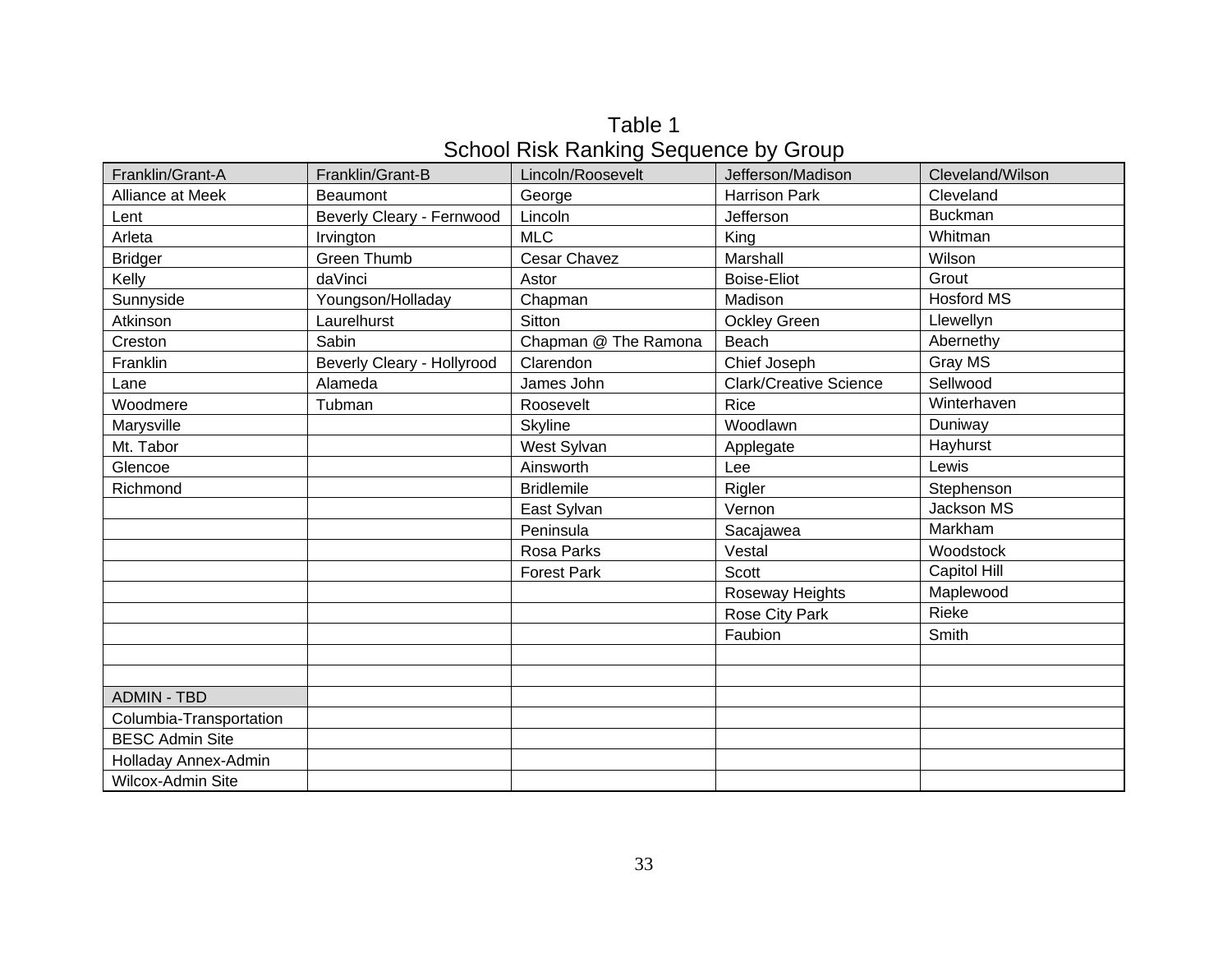# Table 1
## School Risk Ranking Sequence by Group

| Franklin/Grant-A | Franklin/Grant-B | Lincoln/Roosevelt | Jefferson/Madison | Cleveland/Wilson |
|---|---|---|---|---|
| Alliance at Meek | Beaumont | George | Harrison Park | Cleveland |
| Lent | Beverly Cleary - Fernwood | Lincoln | Jefferson | Buckman |
| Arleta | Irvington | MLC | King | Whitman |
| Bridger | Green Thumb | Cesar Chavez | Marshall | Wilson |
| Kelly | daVinci | Astor | Boise-Eliot | Grout |
| Sunnyside | Youngson/Holladay | Chapman | Madison | Hosford MS |
| Atkinson | Laurelhurst | Sitton | Ockley Green | Llewellyn |
| Creston | Sabin | Chapman @ The Ramona | Beach | Abernethy |
| Franklin | Beverly Cleary - Hollyrood | Clarendon | Chief Joseph | Gray MS |
| Lane | Alameda | James John | Clark/Creative Science | Sellwood |
| Woodmere | Tubman | Roosevelt | Rice | Winterhaven |
| Marysville | | Skyline | Woodlawn | Duniway |
| Mt. Tabor | | West Sylvan | Applegate | Hayhurst |
| Glencoe | | Ainsworth | Lee | Lewis |
| Richmond | | Bridlemile | Rigler | Stephenson |
| | | East Sylvan | Vernon | Jackson MS |
| | | Peninsula | Sacajawea | Markham |
| | | Rosa Parks | Vestal | Woodstock |
| | | Forest Park | Scott | Capitol Hill |
| | | | Roseway Heights | Maplewood |
| | | | Rose City Park | Rieke |
| | | | Faubion | Smith |
| | | | | |
| | | | | |
| ADMIN - TBD | | | | |
| Columbia-Transportation | | | | |
| BESC Admin Site | | | | |
| Holladay Annex-Admin | | | | |
| Wilcox-Admin Site | | | | |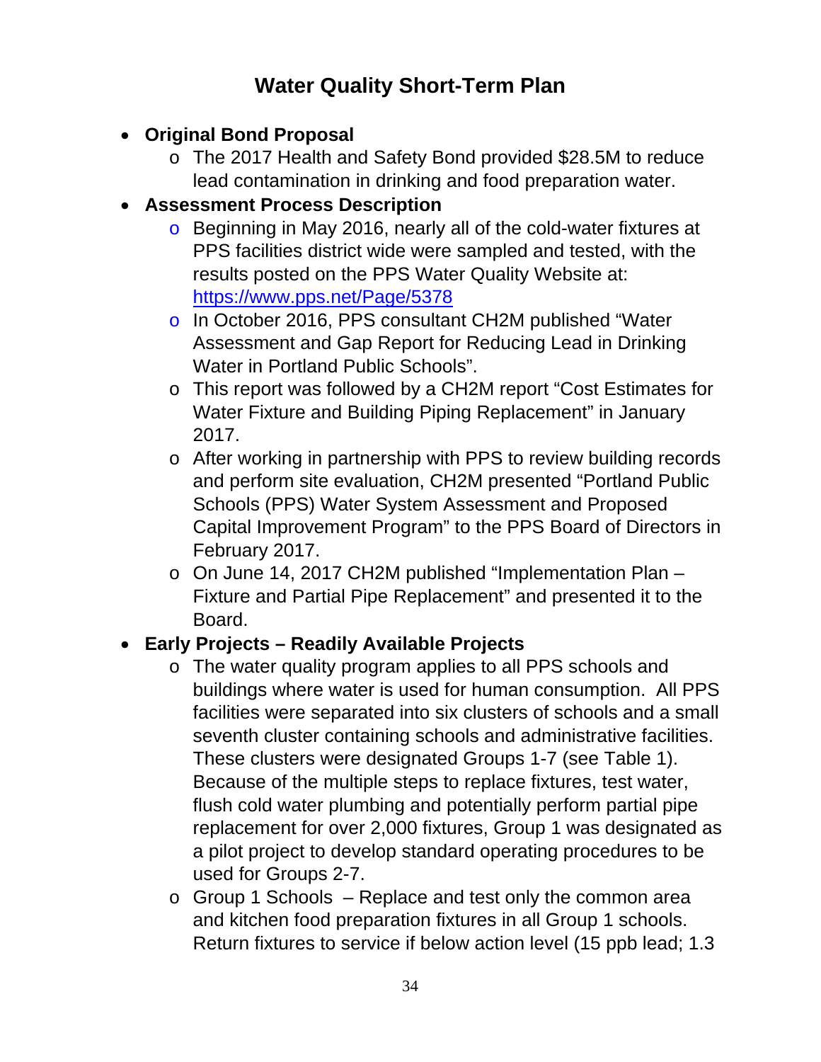# Water Quality Short-Term Plan

- **Original Bond Proposal**
  - The 2017 Health and Safety Bond provided $28.5M to reduce lead contamination in drinking and food preparation water.
- **Assessment Process Description**
  - Beginning in May 2016, nearly all of the cold-water fixtures at PPS facilities district wide were sampled and tested, with the results posted on the PPS Water Quality Website at: https://www.pps.net/Page/5378
  - In October 2016, PPS consultant CH2M published "Water Assessment and Gap Report for Reducing Lead in Drinking Water in Portland Public Schools".
  - This report was followed by a CH2M report "Cost Estimates for Water Fixture and Building Piping Replacement" in January 2017.
  - After working in partnership with PPS to review building records and perform site evaluation, CH2M presented "Portland Public Schools (PPS) Water System Assessment and Proposed Capital Improvement Program" to the PPS Board of Directors in February 2017.
  - On June 14, 2017 CH2M published "Implementation Plan – Fixture and Partial Pipe Replacement" and presented it to the Board.
- **Early Projects – Readily Available Projects**
  - The water quality program applies to all PPS schools and buildings where water is used for human consumption. All PPS facilities were separated into six clusters of schools and a small seventh cluster containing schools and administrative facilities. These clusters were designated Groups 1-7 (see Table 1). Because of the multiple steps to replace fixtures, test water, flush cold water plumbing and potentially perform partial pipe replacement for over 2,000 fixtures, Group 1 was designated as a pilot project to develop standard operating procedures to be used for Groups 2-7.
  - Group 1 Schools – Replace and test only the common area and kitchen food preparation fixtures in all Group 1 schools. Return fixtures to service if below action level (15 ppb lead; 1.3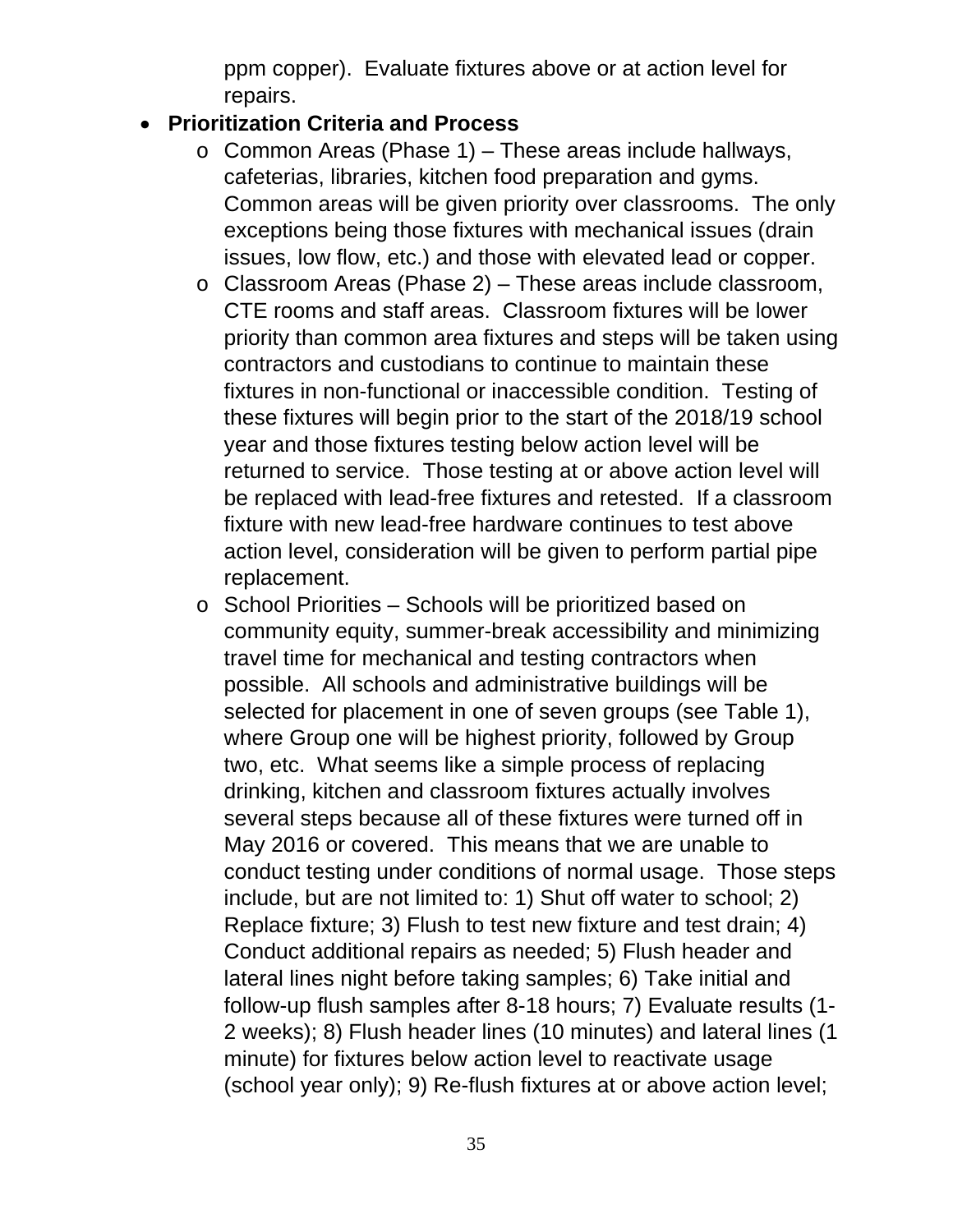ppm copper). Evaluate fixtures above or at action level for repairs.

- **Prioritization Criteria and Process**
    - Common Areas (Phase 1) – These areas include hallways, cafeterias, libraries, kitchen food preparation and gyms. Common areas will be given priority over classrooms. The only exceptions being those fixtures with mechanical issues (drain issues, low flow, etc.) and those with elevated lead or copper.
    - Classroom Areas (Phase 2) – These areas include classroom, CTE rooms and staff areas. Classroom fixtures will be lower priority than common area fixtures and steps will be taken using contractors and custodians to continue to maintain these fixtures in non-functional or inaccessible condition. Testing of these fixtures will begin prior to the start of the 2018/19 school year and those fixtures testing below action level will be returned to service. Those testing at or above action level will be replaced with lead-free fixtures and retested. If a classroom fixture with new lead-free hardware continues to test above action level, consideration will be given to perform partial pipe replacement.
    - School Priorities – Schools will be prioritized based on community equity, summer-break accessibility and minimizing travel time for mechanical and testing contractors when possible. All schools and administrative buildings will be selected for placement in one of seven groups (see Table 1), where Group one will be highest priority, followed by Group two, etc. What seems like a simple process of replacing drinking, kitchen and classroom fixtures actually involves several steps because all of these fixtures were turned off in May 2016 or covered. This means that we are unable to conduct testing under conditions of normal usage. Those steps include, but are not limited to: 1) Shut off water to school; 2) Replace fixture; 3) Flush to test new fixture and test drain; 4) Conduct additional repairs as needed; 5) Flush header and lateral lines night before taking samples; 6) Take initial and follow-up flush samples after 8-18 hours; 7) Evaluate results (1-2 weeks); 8) Flush header lines (10 minutes) and lateral lines (1 minute) for fixtures below action level to reactivate usage (school year only); 9) Re-flush fixtures at or above action level;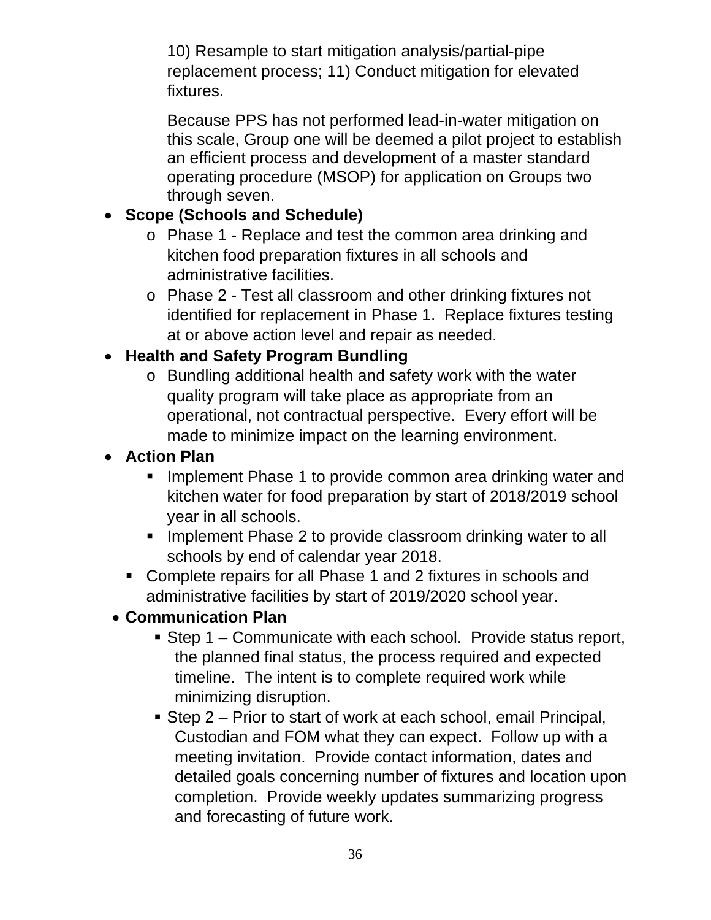10) Resample to start mitigation analysis/partial-pipe replacement process; 11) Conduct mitigation for elevated fixtures.

Because PPS has not performed lead-in-water mitigation on this scale, Group one will be deemed a pilot project to establish an efficient process and development of a master standard operating procedure (MSOP) for application on Groups two through seven.

- **Scope (Schools and Schedule)**
  - Phase 1 - Replace and test the common area drinking and kitchen food preparation fixtures in all schools and administrative facilities.
  - Phase 2 - Test all classroom and other drinking fixtures not identified for replacement in Phase 1. Replace fixtures testing at or above action level and repair as needed.
- **Health and Safety Program Bundling**
  - Bundling additional health and safety work with the water quality program will take place as appropriate from an operational, not contractual perspective. Every effort will be made to minimize impact on the learning environment.
- **Action Plan**
  - Implement Phase 1 to provide common area drinking water and kitchen water for food preparation by start of 2018/2019 school year in all schools.
  - Implement Phase 2 to provide classroom drinking water to all schools by end of calendar year 2018.
  - Complete repairs for all Phase 1 and 2 fixtures in schools and administrative facilities by start of 2019/2020 school year.
- **Communication Plan**
  - Step 1 – Communicate with each school. Provide status report, the planned final status, the process required and expected timeline. The intent is to complete required work while minimizing disruption.
  - Step 2 – Prior to start of work at each school, email Principal, Custodian and FOM what they can expect. Follow up with a meeting invitation. Provide contact information, dates and detailed goals concerning number of fixtures and location upon completion. Provide weekly updates summarizing progress and forecasting of future work.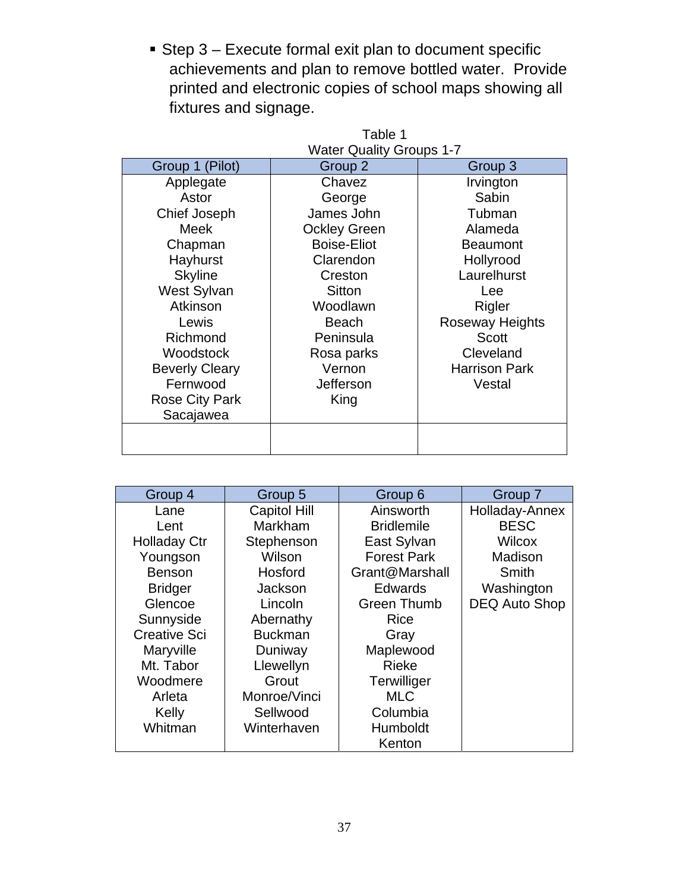- Step 3 – Execute formal exit plan to document specific achievements and plan to remove bottled water. Provide printed and electronic copies of school maps showing all fixtures and signage.

Table 1
Water Quality Groups 1-7

| Group 1 (Pilot) | Group 2 | Group 3 |
|---|---|---|
| Applegate | Chavez | Irvington |
| Astor | George | Sabin |
| Chief Joseph | James John | Tubman |
| Meek | Ockley Green | Alameda |
| Chapman | Boise-Eliot | Beaumont |
| Hayhurst | Clarendon | Hollyrood |
| Skyline | Creston | Laurelhurst |
| West Sylvan | Sitton | Lee |
| Atkinson | Woodlawn | Rigler |
| Lewis | Beach | Roseway Heights |
| Richmond | Peninsula | Scott |
| Woodstock | Rosa parks | Cleveland |
| Beverly Cleary | Vernon | Harrison Park |
| Fernwood | Jefferson | Vestal |
| Rose City Park | King | |
| Sacajawea | | |
| | | |

| Group 4 | Group 5 | Group 6 | Group 7 |
|---|---|---|---|
| Lane | Capitol Hill | Ainsworth | Holladay-Annex |
| Lent | Markham | Bridlemile | BESC |
| Holladay Ctr | Stephenson | East Sylvan | Wilcox |
| Youngson | Wilson | Forest Park | Madison |
| Benson | Hosford | Grant@Marshall | Smith |
| Bridger | Jackson | Edwards | Washington |
| Glencoe | Lincoln | Green Thumb | DEQ Auto Shop |
| Sunnyside | Abernathy | Rice | |
| Creative Sci | Buckman | Gray | |
| Maryville | Duniway | Maplewood | |
| Mt. Tabor | Llewellyn | Rieke | |
| Woodmere | Grout | Terwilliger | |
| Arleta | Monroe/Vinci | MLC | |
| Kelly | Sellwood | Columbia | |
| Whitman | Winterhaven | Humboldt | |
| | | Kenton | |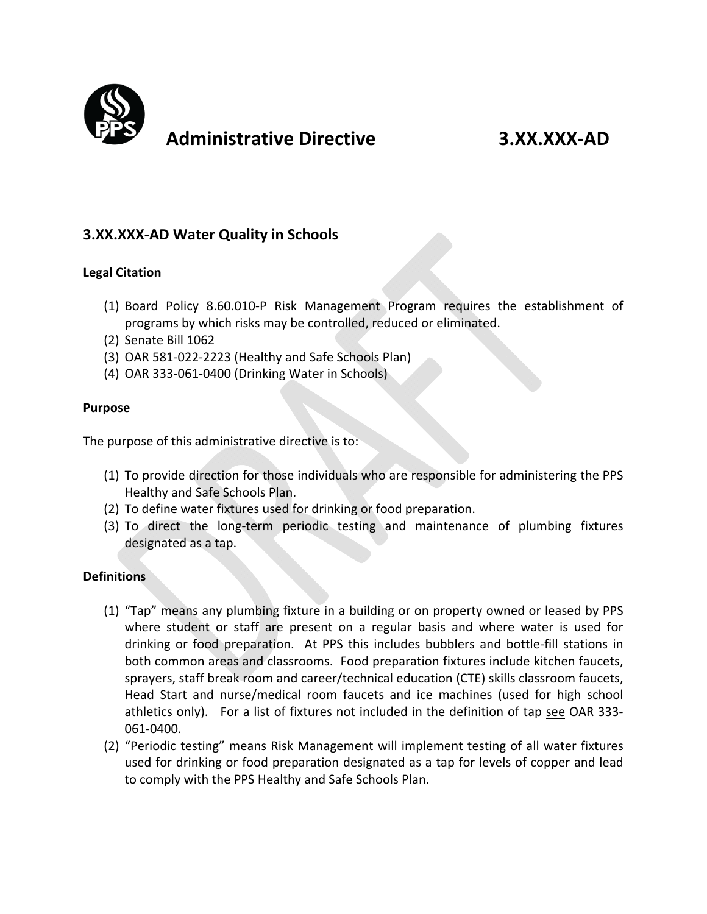# Administrative Directive 3.XX.XXX-AD

## 3.XX.XXX-AD Water Quality in Schools

**Legal Citation**

1. Board Policy 8.60.010-P Risk Management Program requires the establishment of programs by which risks may be controlled, reduced or eliminated.
2. Senate Bill 1062
3. OAR 581-022-2223 (Healthy and Safe Schools Plan)
4. OAR 333-061-0400 (Drinking Water in Schools)

**Purpose**

The purpose of this administrative directive is to:

1. To provide direction for those individuals who are responsible for administering the PPS Healthy and Safe Schools Plan.
2. To define water fixtures used for drinking or food preparation.
3. To direct the long-term periodic testing and maintenance of plumbing fixtures designated as a tap.

**Definitions**

1. "Tap" means any plumbing fixture in a building or on property owned or leased by PPS where student or staff are present on a regular basis and where water is used for drinking or food preparation. At PPS this includes bubblers and bottle-fill stations in both common areas and classrooms. Food preparation fixtures include kitchen faucets, sprayers, staff break room and career/technical education (CTE) skills classroom faucets, Head Start and nurse/medical room faucets and ice machines (used for high school athletics only). For a list of fixtures not included in the definition of tap see OAR 333-061-0400.
2. "Periodic testing" means Risk Management will implement testing of all water fixtures used for drinking or food preparation designated as a tap for levels of copper and lead to comply with the PPS Healthy and Safe Schools Plan.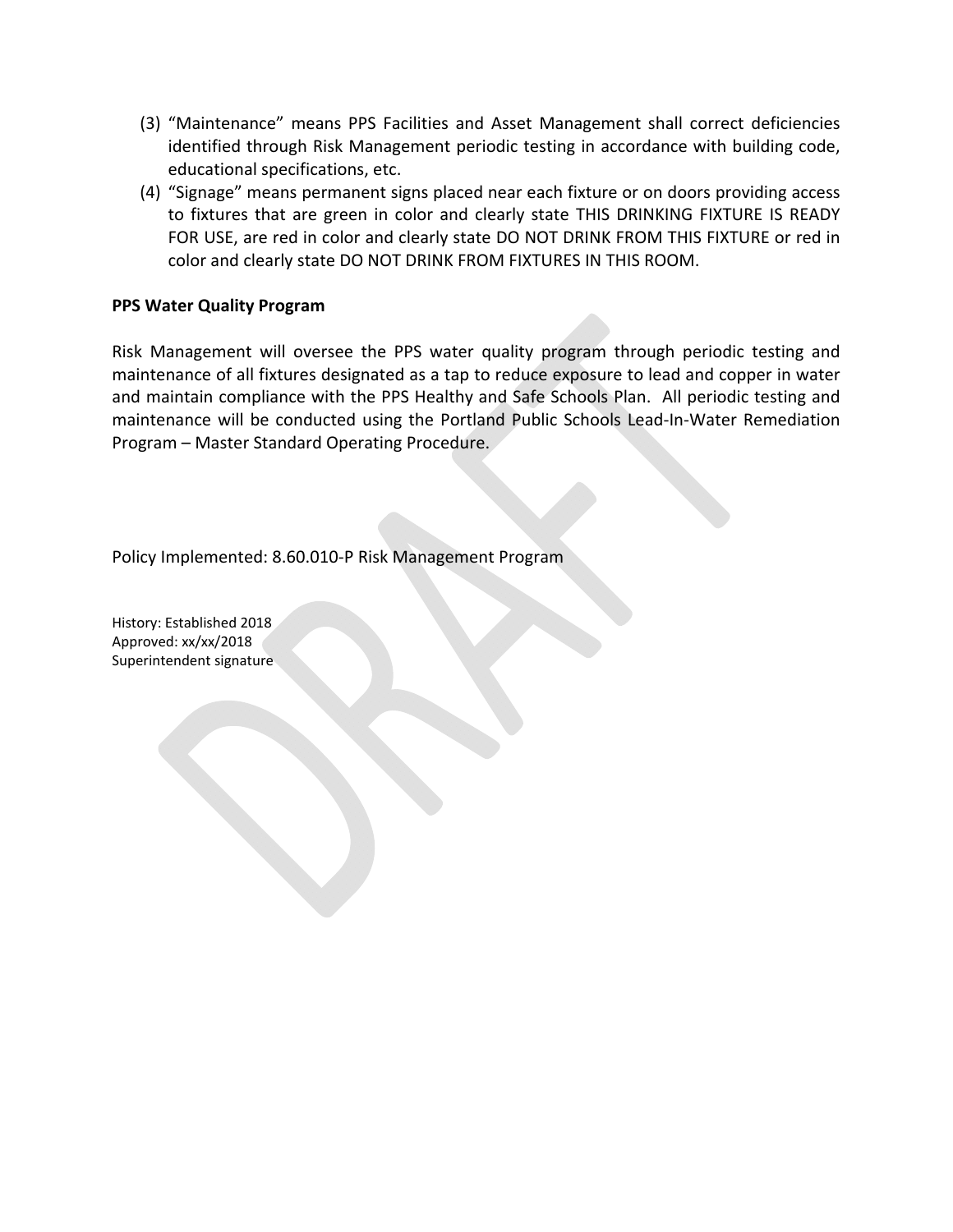(3) "Maintenance" means PPS Facilities and Asset Management shall correct deficiencies identified through Risk Management periodic testing in accordance with building code, educational specifications, etc.

(4) "Signage" means permanent signs placed near each fixture or on doors providing access to fixtures that are green in color and clearly state THIS DRINKING FIXTURE IS READY FOR USE, are red in color and clearly state DO NOT DRINK FROM THIS FIXTURE or red in color and clearly state DO NOT DRINK FROM FIXTURES IN THIS ROOM.

**PPS Water Quality Program**

Risk Management will oversee the PPS water quality program through periodic testing and maintenance of all fixtures designated as a tap to reduce exposure to lead and copper in water and maintain compliance with the PPS Healthy and Safe Schools Plan. All periodic testing and maintenance will be conducted using the Portland Public Schools Lead-In-Water Remediation Program – Master Standard Operating Procedure.

Policy Implemented: 8.60.010-P Risk Management Program

History: Established 2018
Approved: xx/xx/2018
Superintendent signature